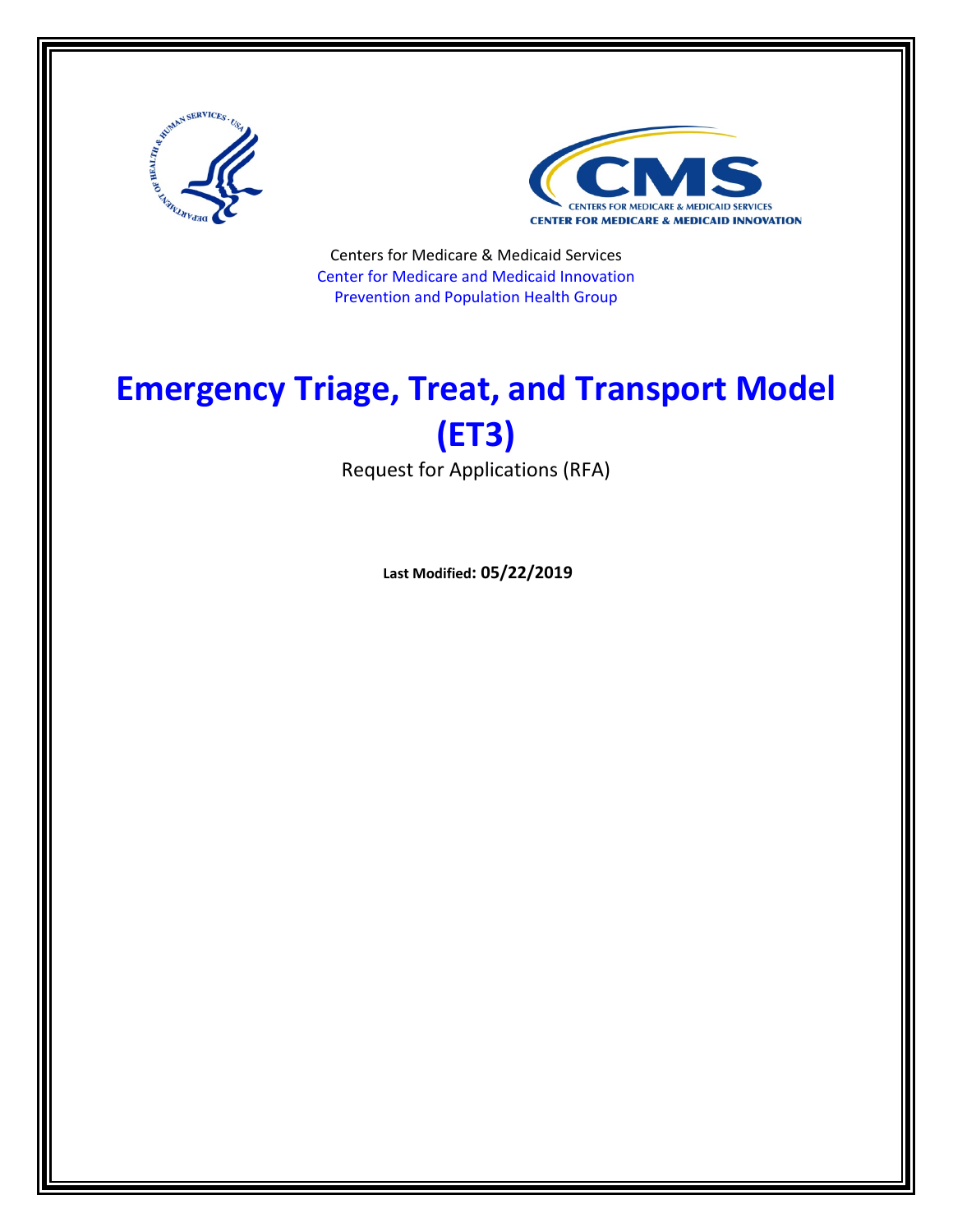Centers for Medicare & Medicaid Services

Center for Medicare and Medicaid Innovation

Prevention and Population Health Group

# Emergency Triage, Treat, and Transport Model (ET3)

Request for Applications (RFA)

**Last Modified: 05/22/2019**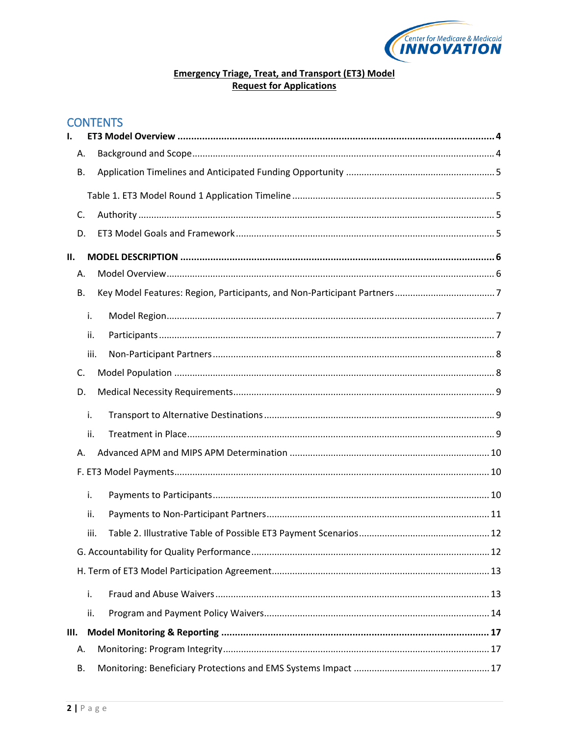**Emergency Triage, Treat, and Transport (ET3) Model**
**Request for Applications**

## CONTENTS

- **I. ET3 Model Overview .......... 4**
  - A. Background and Scope .......... 4
  - B. Application Timelines and Anticipated Funding Opportunity .......... 5
    - Table 1. ET3 Model Round 1 Application Timeline .......... 5
  - C. Authority .......... 5
  - D. ET3 Model Goals and Framework .......... 5
- **II. MODEL DESCRIPTION .......... 6**
  - A. Model Overview .......... 6
  - B. Key Model Features: Region, Participants, and Non-Participant Partners .......... 7
    - i. Model Region .......... 7
    - ii. Participants .......... 7
    - iii. Non-Participant Partners .......... 8
  - C. Model Population .......... 8
  - D. Medical Necessity Requirements .......... 9
    - i. Transport to Alternative Destinations .......... 9
    - ii. Treatment in Place .......... 9
  - A. Advanced APM and MIPS APM Determination .......... 10
  - F. ET3 Model Payments .......... 10
    - i. Payments to Participants .......... 10
    - ii. Payments to Non-Participant Partners .......... 11
    - iii. Table 2. Illustrative Table of Possible ET3 Payment Scenarios .......... 12
  - G. Accountability for Quality Performance .......... 12
  - H. Term of ET3 Model Participation Agreement .......... 13
    - i. Fraud and Abuse Waivers .......... 13
    - ii. Program and Payment Policy Waivers .......... 14
- **III. Model Monitoring & Reporting .......... 17**
  - A. Monitoring: Program Integrity .......... 17
  - B. Monitoring: Beneficiary Protections and EMS Systems Impact .......... 17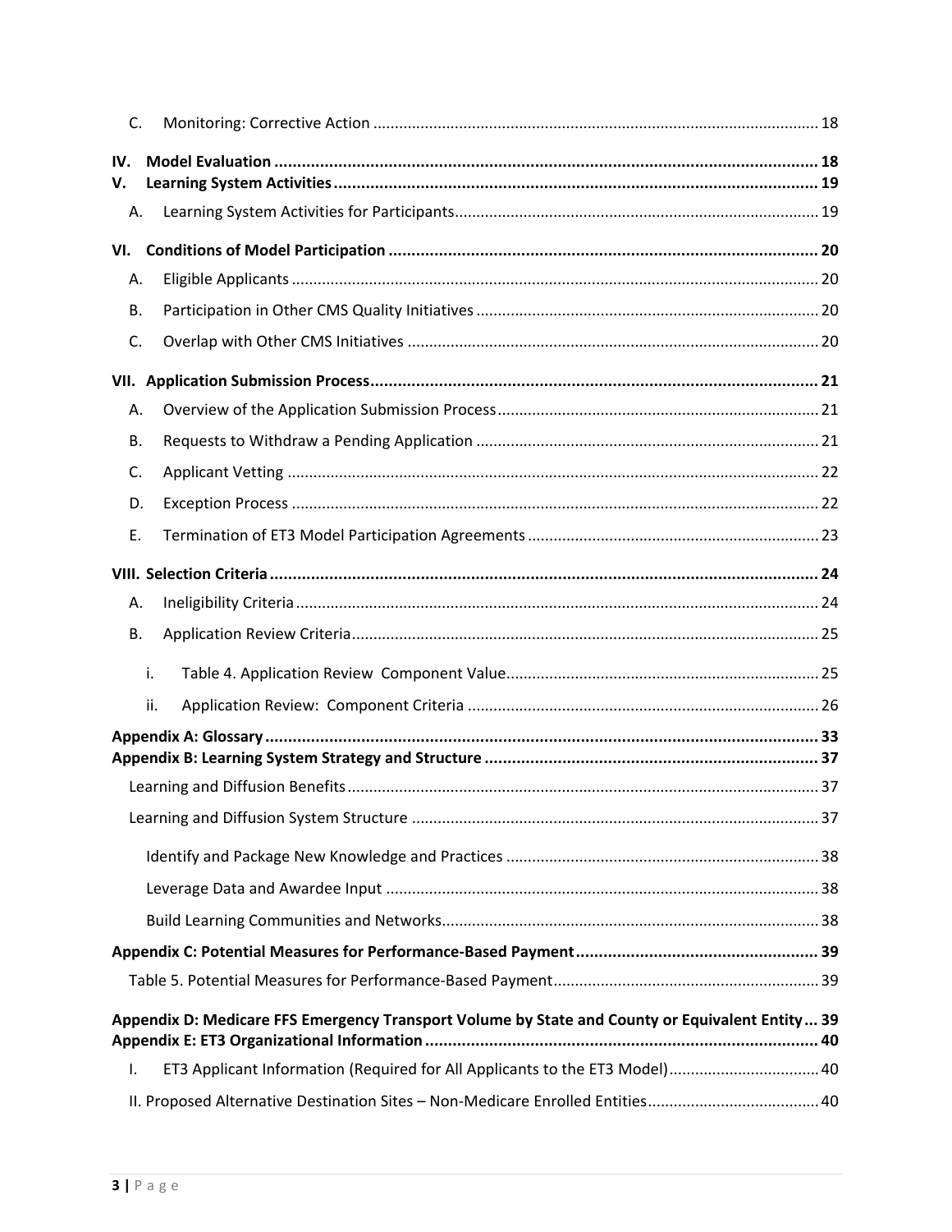C. Monitoring: Corrective Action ........................................................................................................ 18

**IV. Model Evaluation ........................................................................................................................ 18**

**V. Learning System Activities ........................................................................................................... 19**

A. Learning System Activities for Participants .................................................................................... 19

**VI. Conditions of Model Participation .............................................................................................. 20**

A. Eligible Applicants .......................................................................................................................... 20

B. Participation in Other CMS Quality Initiatives ............................................................................... 20

C. Overlap with Other CMS Initiatives ................................................................................................ 20

**VII. Application Submission Process ................................................................................................. 21**

A. Overview of the Application Submission Process ........................................................................... 21

B. Requests to Withdraw a Pending Application ................................................................................ 21

C. Applicant Vetting ........................................................................................................................... 22

D. Exception Process .......................................................................................................................... 22

E. Termination of ET3 Model Participation Agreements .................................................................... 23

**VIII. Selection Criteria ........................................................................................................................ 24**

A. Ineligibility Criteria ......................................................................................................................... 24

B. Application Review Criteria ............................................................................................................ 25

i. Table 4. Application Review Component Value ......................................................................... 25

ii. Application Review: Component Criteria .................................................................................. 26

**Appendix A: Glossary ........................................................................................................................ 33**

**Appendix B: Learning System Strategy and Structure ......................................................................... 37**

Learning and Diffusion Benefits ............................................................................................................. 37

Learning and Diffusion System Structure .............................................................................................. 37

Identify and Package New Knowledge and Practices ......................................................................... 38

Leverage Data and Awardee Input ..................................................................................................... 38

Build Learning Communities and Networks ....................................................................................... 38

**Appendix C: Potential Measures for Performance-Based Payment ..................................................... 39**

Table 5. Potential Measures for Performance-Based Payment .............................................................. 39

**Appendix D: Medicare FFS Emergency Transport Volume by State and County or Equivalent Entity ... 39**

**Appendix E: ET3 Organizational Information ...................................................................................... 40**

I. ET3 Applicant Information (Required for All Applicants to the ET3 Model) ................................... 40

II. Proposed Alternative Destination Sites – Non-Medicare Enrolled Entities ........................................ 40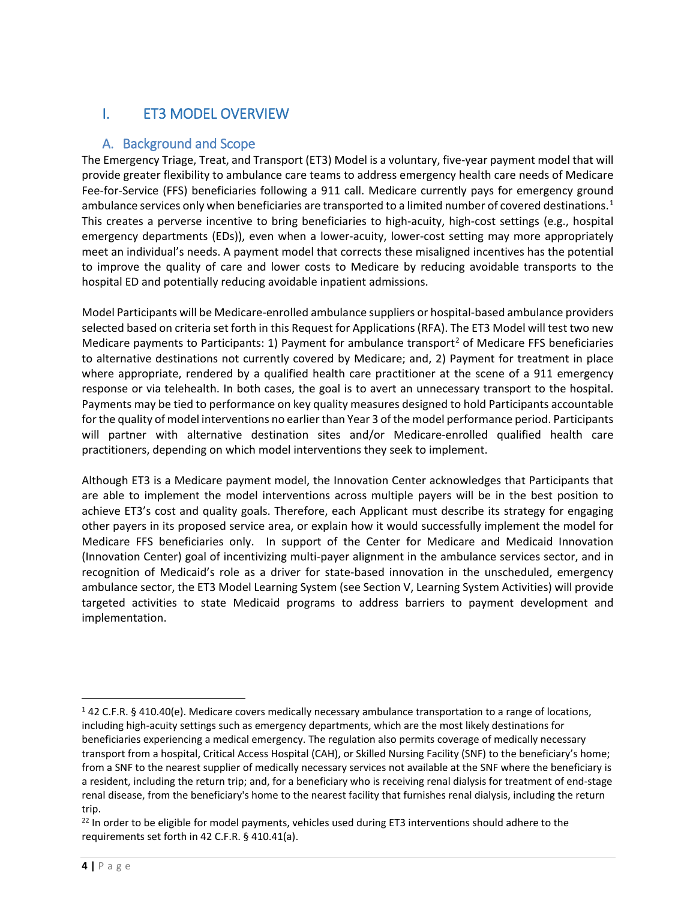# I. ET3 MODEL OVERVIEW

## A. Background and Scope

The Emergency Triage, Treat, and Transport (ET3) Model is a voluntary, five-year payment model that will provide greater flexibility to ambulance care teams to address emergency health care needs of Medicare Fee-for-Service (FFS) beneficiaries following a 911 call. Medicare currently pays for emergency ground ambulance services only when beneficiaries are transported to a limited number of covered destinations.[1] This creates a perverse incentive to bring beneficiaries to high-acuity, high-cost settings (e.g., hospital emergency departments (EDs)), even when a lower-acuity, lower-cost setting may more appropriately meet an individual's needs. A payment model that corrects these misaligned incentives has the potential to improve the quality of care and lower costs to Medicare by reducing avoidable transports to the hospital ED and potentially reducing avoidable inpatient admissions.

Model Participants will be Medicare-enrolled ambulance suppliers or hospital-based ambulance providers selected based on criteria set forth in this Request for Applications (RFA). The ET3 Model will test two new Medicare payments to Participants: 1) Payment for ambulance transport[2] of Medicare FFS beneficiaries to alternative destinations not currently covered by Medicare; and, 2) Payment for treatment in place where appropriate, rendered by a qualified health care practitioner at the scene of a 911 emergency response or via telehealth. In both cases, the goal is to avert an unnecessary transport to the hospital. Payments may be tied to performance on key quality measures designed to hold Participants accountable for the quality of model interventions no earlier than Year 3 of the model performance period. Participants will partner with alternative destination sites and/or Medicare-enrolled qualified health care practitioners, depending on which model interventions they seek to implement.

Although ET3 is a Medicare payment model, the Innovation Center acknowledges that Participants that are able to implement the model interventions across multiple payers will be in the best position to achieve ET3's cost and quality goals. Therefore, each Applicant must describe its strategy for engaging other payers in its proposed service area, or explain how it would successfully implement the model for Medicare FFS beneficiaries only. In support of the Center for Medicare and Medicaid Innovation (Innovation Center) goal of incentivizing multi-payer alignment in the ambulance services sector, and in recognition of Medicaid's role as a driver for state-based innovation in the unscheduled, emergency ambulance sector, the ET3 Model Learning System (see Section V, Learning System Activities) will provide targeted activities to state Medicaid programs to address barriers to payment development and implementation.

---

[1] 42 C.F.R. § 410.40(e). Medicare covers medically necessary ambulance transportation to a range of locations, including high-acuity settings such as emergency departments, which are the most likely destinations for beneficiaries experiencing a medical emergency. The regulation also permits coverage of medically necessary transport from a hospital, Critical Access Hospital (CAH), or Skilled Nursing Facility (SNF) to the beneficiary's home; from a SNF to the nearest supplier of medically necessary services not available at the SNF where the beneficiary is a resident, including the return trip; and, for a beneficiary who is receiving renal dialysis for treatment of end-stage renal disease, from the beneficiary's home to the nearest facility that furnishes renal dialysis, including the return trip.

[22] In order to be eligible for model payments, vehicles used during ET3 interventions should adhere to the requirements set forth in 42 C.F.R. § 410.41(a).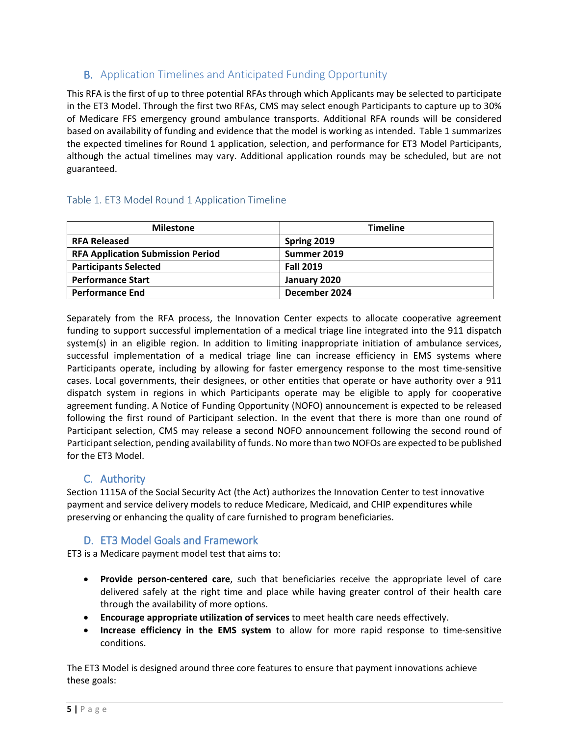## B. Application Timelines and Anticipated Funding Opportunity

This RFA is the first of up to three potential RFAs through which Applicants may be selected to participate in the ET3 Model. Through the first two RFAs, CMS may select enough Participants to capture up to 30% of Medicare FFS emergency ground ambulance transports. Additional RFA rounds will be considered based on availability of funding and evidence that the model is working as intended. Table 1 summarizes the expected timelines for Round 1 application, selection, and performance for ET3 Model Participants, although the actual timelines may vary. Additional application rounds may be scheduled, but are not guaranteed.

Table 1. ET3 Model Round 1 Application Timeline

| Milestone | Timeline |
| --- | --- |
| **RFA Released** | **Spring 2019** |
| **RFA Application Submission Period** | **Summer 2019** |
| **Participants Selected** | **Fall 2019** |
| **Performance Start** | **January 2020** |
| **Performance End** | **December 2024** |

Separately from the RFA process, the Innovation Center expects to allocate cooperative agreement funding to support successful implementation of a medical triage line integrated into the 911 dispatch system(s) in an eligible region. In addition to limiting inappropriate initiation of ambulance services, successful implementation of a medical triage line can increase efficiency in EMS systems where Participants operate, including by allowing for faster emergency response to the most time-sensitive cases. Local governments, their designees, or other entities that operate or have authority over a 911 dispatch system in regions in which Participants operate may be eligible to apply for cooperative agreement funding. A Notice of Funding Opportunity (NOFO) announcement is expected to be released following the first round of Participant selection. In the event that there is more than one round of Participant selection, CMS may release a second NOFO announcement following the second round of Participant selection, pending availability of funds. No more than two NOFOs are expected to be published for the ET3 Model.

## C. Authority

Section 1115A of the Social Security Act (the Act) authorizes the Innovation Center to test innovative payment and service delivery models to reduce Medicare, Medicaid, and CHIP expenditures while preserving or enhancing the quality of care furnished to program beneficiaries.

## D. ET3 Model Goals and Framework

ET3 is a Medicare payment model test that aims to:

- **Provide person-centered care**, such that beneficiaries receive the appropriate level of care delivered safely at the right time and place while having greater control of their health care through the availability of more options.
- **Encourage appropriate utilization of services** to meet health care needs effectively.
- **Increase efficiency in the EMS system** to allow for more rapid response to time-sensitive conditions.

The ET3 Model is designed around three core features to ensure that payment innovations achieve these goals: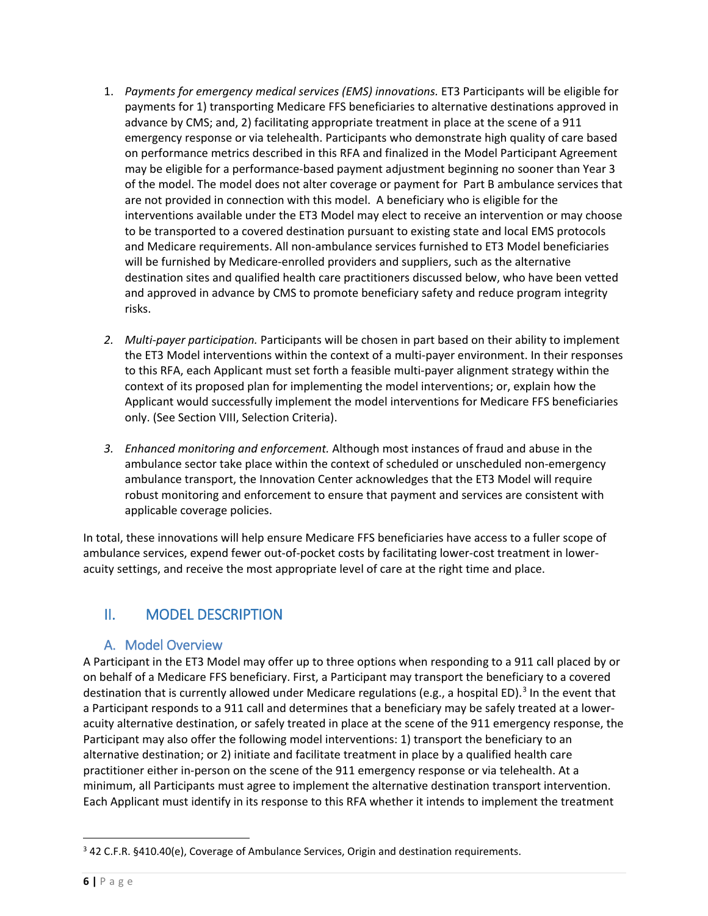1. *Payments for emergency medical services (EMS) innovations.* ET3 Participants will be eligible for payments for 1) transporting Medicare FFS beneficiaries to alternative destinations approved in advance by CMS; and, 2) facilitating appropriate treatment in place at the scene of a 911 emergency response or via telehealth. Participants who demonstrate high quality of care based on performance metrics described in this RFA and finalized in the Model Participant Agreement may be eligible for a performance-based payment adjustment beginning no sooner than Year 3 of the model. The model does not alter coverage or payment for Part B ambulance services that are not provided in connection with this model. A beneficiary who is eligible for the interventions available under the ET3 Model may elect to receive an intervention or may choose to be transported to a covered destination pursuant to existing state and local EMS protocols and Medicare requirements. All non-ambulance services furnished to ET3 Model beneficiaries will be furnished by Medicare-enrolled providers and suppliers, such as the alternative destination sites and qualified health care practitioners discussed below, who have been vetted and approved in advance by CMS to promote beneficiary safety and reduce program integrity risks.

2. *Multi-payer participation.* Participants will be chosen in part based on their ability to implement the ET3 Model interventions within the context of a multi-payer environment. In their responses to this RFA, each Applicant must set forth a feasible multi-payer alignment strategy within the context of its proposed plan for implementing the model interventions; or, explain how the Applicant would successfully implement the model interventions for Medicare FFS beneficiaries only. (See Section VIII, Selection Criteria).

3. *Enhanced monitoring and enforcement.* Although most instances of fraud and abuse in the ambulance sector take place within the context of scheduled or unscheduled non-emergency ambulance transport, the Innovation Center acknowledges that the ET3 Model will require robust monitoring and enforcement to ensure that payment and services are consistent with applicable coverage policies.

In total, these innovations will help ensure Medicare FFS beneficiaries have access to a fuller scope of ambulance services, expend fewer out-of-pocket costs by facilitating lower-cost treatment in lower-acuity settings, and receive the most appropriate level of care at the right time and place.

## II. MODEL DESCRIPTION

### A. Model Overview

A Participant in the ET3 Model may offer up to three options when responding to a 911 call placed by or on behalf of a Medicare FFS beneficiary. First, a Participant may transport the beneficiary to a covered destination that is currently allowed under Medicare regulations (e.g., a hospital ED).[3] In the event that a Participant responds to a 911 call and determines that a beneficiary may be safely treated at a lower-acuity alternative destination, or safely treated in place at the scene of the 911 emergency response, the Participant may also offer the following model interventions: 1) transport the beneficiary to an alternative destination; or 2) initiate and facilitate treatment in place by a qualified health care practitioner either in-person on the scene of the 911 emergency response or via telehealth. At a minimum, all Participants must agree to implement the alternative destination transport intervention. Each Applicant must identify in its response to this RFA whether it intends to implement the treatment

[3] 42 C.F.R. §410.40(e), Coverage of Ambulance Services, Origin and destination requirements.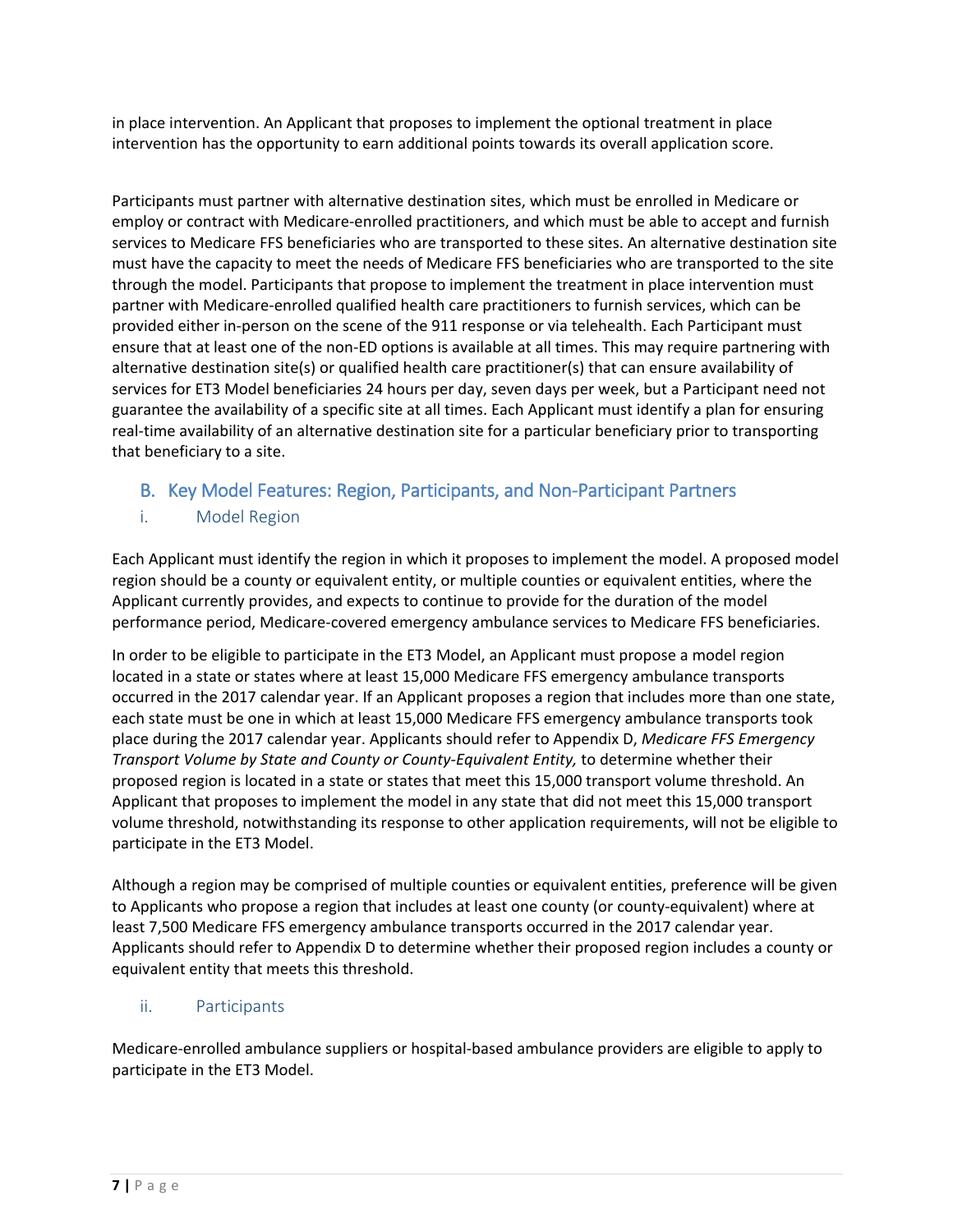in place intervention. An Applicant that proposes to implement the optional treatment in place intervention has the opportunity to earn additional points towards its overall application score.

Participants must partner with alternative destination sites, which must be enrolled in Medicare or employ or contract with Medicare-enrolled practitioners, and which must be able to accept and furnish services to Medicare FFS beneficiaries who are transported to these sites. An alternative destination site must have the capacity to meet the needs of Medicare FFS beneficiaries who are transported to the site through the model. Participants that propose to implement the treatment in place intervention must partner with Medicare-enrolled qualified health care practitioners to furnish services, which can be provided either in-person on the scene of the 911 response or via telehealth. Each Participant must ensure that at least one of the non-ED options is available at all times. This may require partnering with alternative destination site(s) or qualified health care practitioner(s) that can ensure availability of services for ET3 Model beneficiaries 24 hours per day, seven days per week, but a Participant need not guarantee the availability of a specific site at all times. Each Applicant must identify a plan for ensuring real-time availability of an alternative destination site for a particular beneficiary prior to transporting that beneficiary to a site.

## B. Key Model Features: Region, Participants, and Non-Participant Partners

### i. Model Region

Each Applicant must identify the region in which it proposes to implement the model. A proposed model region should be a county or equivalent entity, or multiple counties or equivalent entities, where the Applicant currently provides, and expects to continue to provide for the duration of the model performance period, Medicare-covered emergency ambulance services to Medicare FFS beneficiaries.

In order to be eligible to participate in the ET3 Model, an Applicant must propose a model region located in a state or states where at least 15,000 Medicare FFS emergency ambulance transports occurred in the 2017 calendar year. If an Applicant proposes a region that includes more than one state, each state must be one in which at least 15,000 Medicare FFS emergency ambulance transports took place during the 2017 calendar year. Applicants should refer to Appendix D, *Medicare FFS Emergency Transport Volume by State and County or County-Equivalent Entity,* to determine whether their proposed region is located in a state or states that meet this 15,000 transport volume threshold. An Applicant that proposes to implement the model in any state that did not meet this 15,000 transport volume threshold, notwithstanding its response to other application requirements, will not be eligible to participate in the ET3 Model.

Although a region may be comprised of multiple counties or equivalent entities, preference will be given to Applicants who propose a region that includes at least one county (or county-equivalent) where at least 7,500 Medicare FFS emergency ambulance transports occurred in the 2017 calendar year. Applicants should refer to Appendix D to determine whether their proposed region includes a county or equivalent entity that meets this threshold.

### ii. Participants

Medicare-enrolled ambulance suppliers or hospital-based ambulance providers are eligible to apply to participate in the ET3 Model.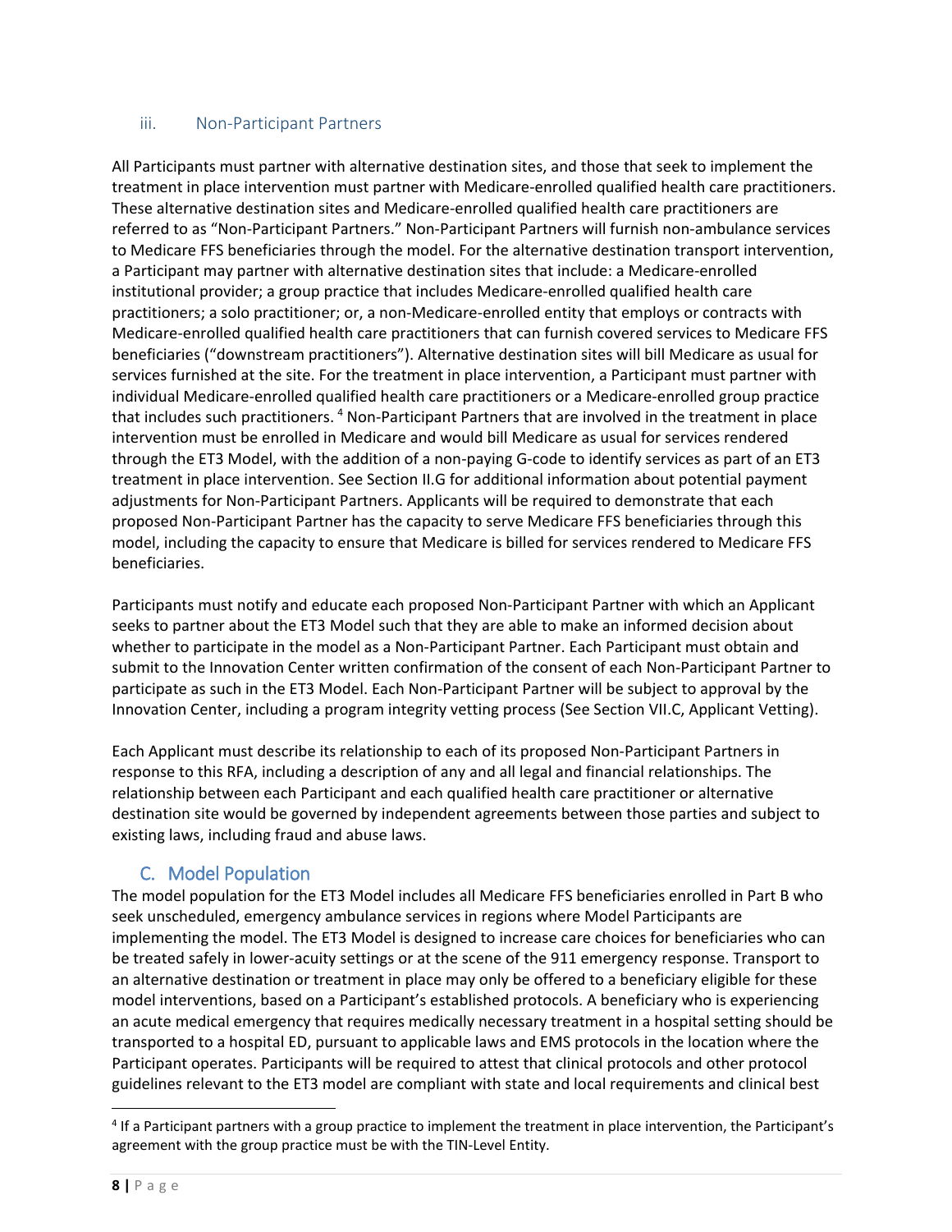### iii. Non-Participant Partners

All Participants must partner with alternative destination sites, and those that seek to implement the treatment in place intervention must partner with Medicare-enrolled qualified health care practitioners. These alternative destination sites and Medicare-enrolled qualified health care practitioners are referred to as "Non-Participant Partners." Non-Participant Partners will furnish non-ambulance services to Medicare FFS beneficiaries through the model. For the alternative destination transport intervention, a Participant may partner with alternative destination sites that include: a Medicare-enrolled institutional provider; a group practice that includes Medicare-enrolled qualified health care practitioners; a solo practitioner; or, a non-Medicare-enrolled entity that employs or contracts with Medicare-enrolled qualified health care practitioners that can furnish covered services to Medicare FFS beneficiaries ("downstream practitioners"). Alternative destination sites will bill Medicare as usual for services furnished at the site. For the treatment in place intervention, a Participant must partner with individual Medicare-enrolled qualified health care practitioners or a Medicare-enrolled group practice that includes such practitioners. [4] Non-Participant Partners that are involved in the treatment in place intervention must be enrolled in Medicare and would bill Medicare as usual for services rendered through the ET3 Model, with the addition of a non-paying G-code to identify services as part of an ET3 treatment in place intervention. See Section II.G for additional information about potential payment adjustments for Non-Participant Partners. Applicants will be required to demonstrate that each proposed Non-Participant Partner has the capacity to serve Medicare FFS beneficiaries through this model, including the capacity to ensure that Medicare is billed for services rendered to Medicare FFS beneficiaries.

Participants must notify and educate each proposed Non-Participant Partner with which an Applicant seeks to partner about the ET3 Model such that they are able to make an informed decision about whether to participate in the model as a Non-Participant Partner. Each Participant must obtain and submit to the Innovation Center written confirmation of the consent of each Non-Participant Partner to participate as such in the ET3 Model. Each Non-Participant Partner will be subject to approval by the Innovation Center, including a program integrity vetting process (See Section VII.C, Applicant Vetting).

Each Applicant must describe its relationship to each of its proposed Non-Participant Partners in response to this RFA, including a description of any and all legal and financial relationships. The relationship between each Participant and each qualified health care practitioner or alternative destination site would be governed by independent agreements between those parties and subject to existing laws, including fraud and abuse laws.

## C. Model Population

The model population for the ET3 Model includes all Medicare FFS beneficiaries enrolled in Part B who seek unscheduled, emergency ambulance services in regions where Model Participants are implementing the model. The ET3 Model is designed to increase care choices for beneficiaries who can be treated safely in lower-acuity settings or at the scene of the 911 emergency response. Transport to an alternative destination or treatment in place may only be offered to a beneficiary eligible for these model interventions, based on a Participant's established protocols. A beneficiary who is experiencing an acute medical emergency that requires medically necessary treatment in a hospital setting should be transported to a hospital ED, pursuant to applicable laws and EMS protocols in the location where the Participant operates. Participants will be required to attest that clinical protocols and other protocol guidelines relevant to the ET3 model are compliant with state and local requirements and clinical best

[4] If a Participant partners with a group practice to implement the treatment in place intervention, the Participant's agreement with the group practice must be with the TIN-Level Entity.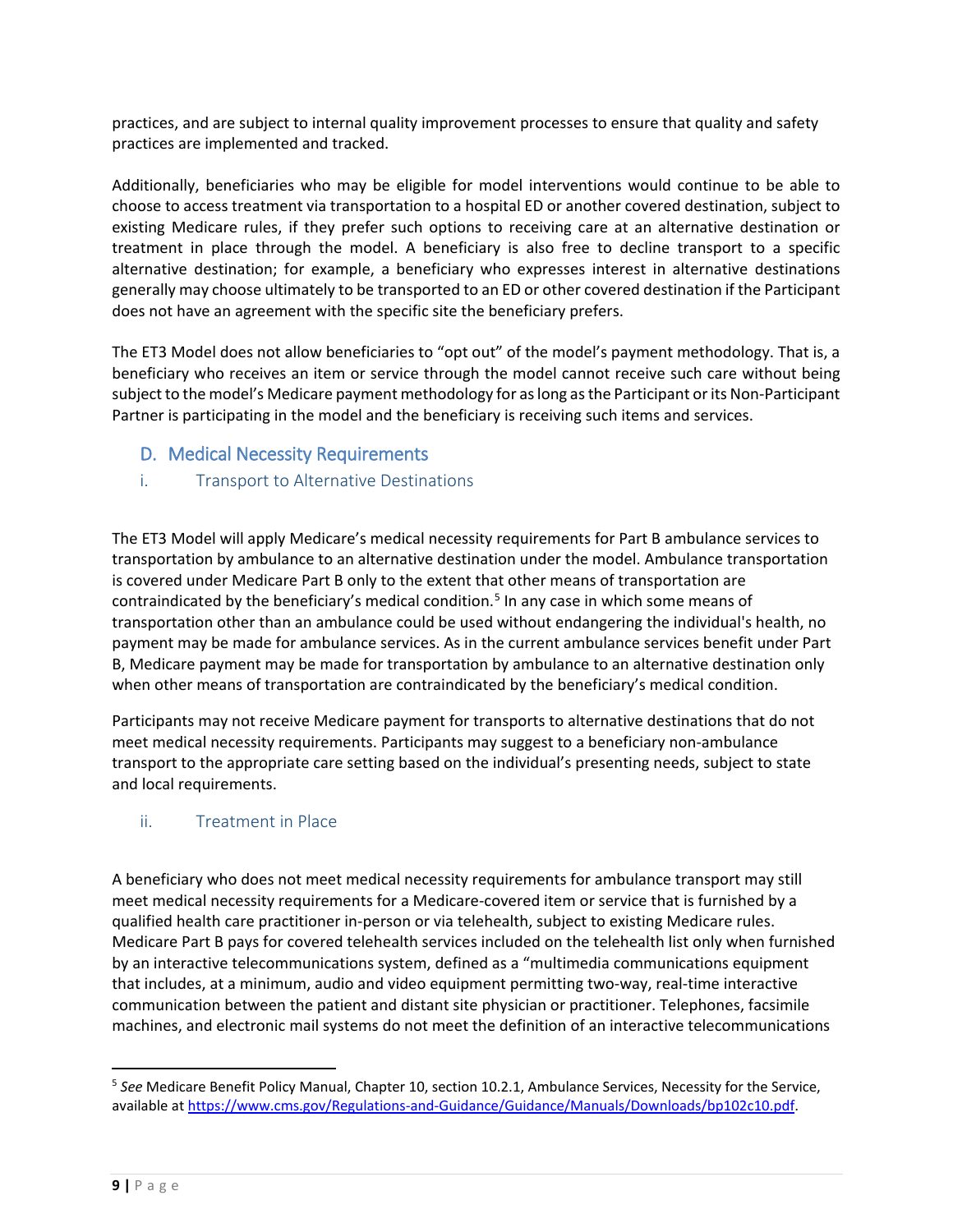practices, and are subject to internal quality improvement processes to ensure that quality and safety practices are implemented and tracked.

Additionally, beneficiaries who may be eligible for model interventions would continue to be able to choose to access treatment via transportation to a hospital ED or another covered destination, subject to existing Medicare rules, if they prefer such options to receiving care at an alternative destination or treatment in place through the model. A beneficiary is also free to decline transport to a specific alternative destination; for example, a beneficiary who expresses interest in alternative destinations generally may choose ultimately to be transported to an ED or other covered destination if the Participant does not have an agreement with the specific site the beneficiary prefers.

The ET3 Model does not allow beneficiaries to "opt out" of the model's payment methodology. That is, a beneficiary who receives an item or service through the model cannot receive such care without being subject to the model's Medicare payment methodology for as long as the Participant or its Non-Participant Partner is participating in the model and the beneficiary is receiving such items and services.

## D. Medical Necessity Requirements

### i. Transport to Alternative Destinations

The ET3 Model will apply Medicare's medical necessity requirements for Part B ambulance services to transportation by ambulance to an alternative destination under the model. Ambulance transportation is covered under Medicare Part B only to the extent that other means of transportation are contraindicated by the beneficiary's medical condition.[5] In any case in which some means of transportation other than an ambulance could be used without endangering the individual's health, no payment may be made for ambulance services. As in the current ambulance services benefit under Part B, Medicare payment may be made for transportation by ambulance to an alternative destination only when other means of transportation are contraindicated by the beneficiary's medical condition.

Participants may not receive Medicare payment for transports to alternative destinations that do not meet medical necessity requirements. Participants may suggest to a beneficiary non-ambulance transport to the appropriate care setting based on the individual's presenting needs, subject to state and local requirements.

### ii. Treatment in Place

A beneficiary who does not meet medical necessity requirements for ambulance transport may still meet medical necessity requirements for a Medicare-covered item or service that is furnished by a qualified health care practitioner in-person or via telehealth, subject to existing Medicare rules. Medicare Part B pays for covered telehealth services included on the telehealth list only when furnished by an interactive telecommunications system, defined as a "multimedia communications equipment that includes, at a minimum, audio and video equipment permitting two-way, real-time interactive communication between the patient and distant site physician or practitioner. Telephones, facsimile machines, and electronic mail systems do not meet the definition of an interactive telecommunications

---

[5] *See* Medicare Benefit Policy Manual, Chapter 10, section 10.2.1, Ambulance Services, Necessity for the Service, available at https://www.cms.gov/Regulations-and-Guidance/Guidance/Manuals/Downloads/bp102c10.pdf.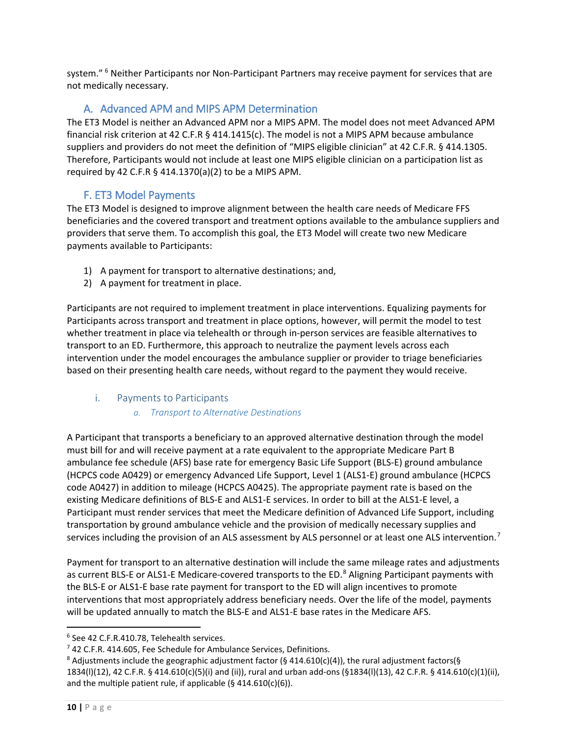system."[6] Neither Participants nor Non-Participant Partners may receive payment for services that are not medically necessary.

## A. Advanced APM and MIPS APM Determination

The ET3 Model is neither an Advanced APM nor a MIPS APM. The model does not meet Advanced APM financial risk criterion at 42 C.F.R § 414.1415(c). The model is not a MIPS APM because ambulance suppliers and providers do not meet the definition of "MIPS eligible clinician" at 42 C.F.R. § 414.1305. Therefore, Participants would not include at least one MIPS eligible clinician on a participation list as required by 42 C.F.R § 414.1370(a)(2) to be a MIPS APM.

## F. ET3 Model Payments

The ET3 Model is designed to improve alignment between the health care needs of Medicare FFS beneficiaries and the covered transport and treatment options available to the ambulance suppliers and providers that serve them. To accomplish this goal, the ET3 Model will create two new Medicare payments available to Participants:

1) A payment for transport to alternative destinations; and,
2) A payment for treatment in place.

Participants are not required to implement treatment in place interventions. Equalizing payments for Participants across transport and treatment in place options, however, will permit the model to test whether treatment in place via telehealth or through in-person services are feasible alternatives to transport to an ED. Furthermore, this approach to neutralize the payment levels across each intervention under the model encourages the ambulance supplier or provider to triage beneficiaries based on their presenting health care needs, without regard to the payment they would receive.

### i. Payments to Participants

#### *a. Transport to Alternative Destinations*

A Participant that transports a beneficiary to an approved alternative destination through the model must bill for and will receive payment at a rate equivalent to the appropriate Medicare Part B ambulance fee schedule (AFS) base rate for emergency Basic Life Support (BLS-E) ground ambulance (HCPCS code A0429) or emergency Advanced Life Support, Level 1 (ALS1-E) ground ambulance (HCPCS code A0427) in addition to mileage (HCPCS A0425). The appropriate payment rate is based on the existing Medicare definitions of BLS-E and ALS1-E services. In order to bill at the ALS1-E level, a Participant must render services that meet the Medicare definition of Advanced Life Support, including transportation by ground ambulance vehicle and the provision of medically necessary supplies and services including the provision of an ALS assessment by ALS personnel or at least one ALS intervention.[7]

Payment for transport to an alternative destination will include the same mileage rates and adjustments as current BLS-E or ALS1-E Medicare-covered transports to the ED.[8] Aligning Participant payments with the BLS-E or ALS1-E base rate payment for transport to the ED will align incentives to promote interventions that most appropriately address beneficiary needs. Over the life of the model, payments will be updated annually to match the BLS-E and ALS1-E base rates in the Medicare AFS.

---

[6] See 42 C.F.R.410.78, Telehealth services.

[7] 42 C.F.R. 414.605, Fee Schedule for Ambulance Services, Definitions.

[8] Adjustments include the geographic adjustment factor (§ 414.610(c)(4)), the rural adjustment factors(§ 1834(l)(12), 42 C.F.R. § 414.610(c)(5)(i) and (ii)), rural and urban add-ons (§1834(l)(13), 42 C.F.R. § 414.610(c)(1)(ii), and the multiple patient rule, if applicable (§ 414.610(c)(6)).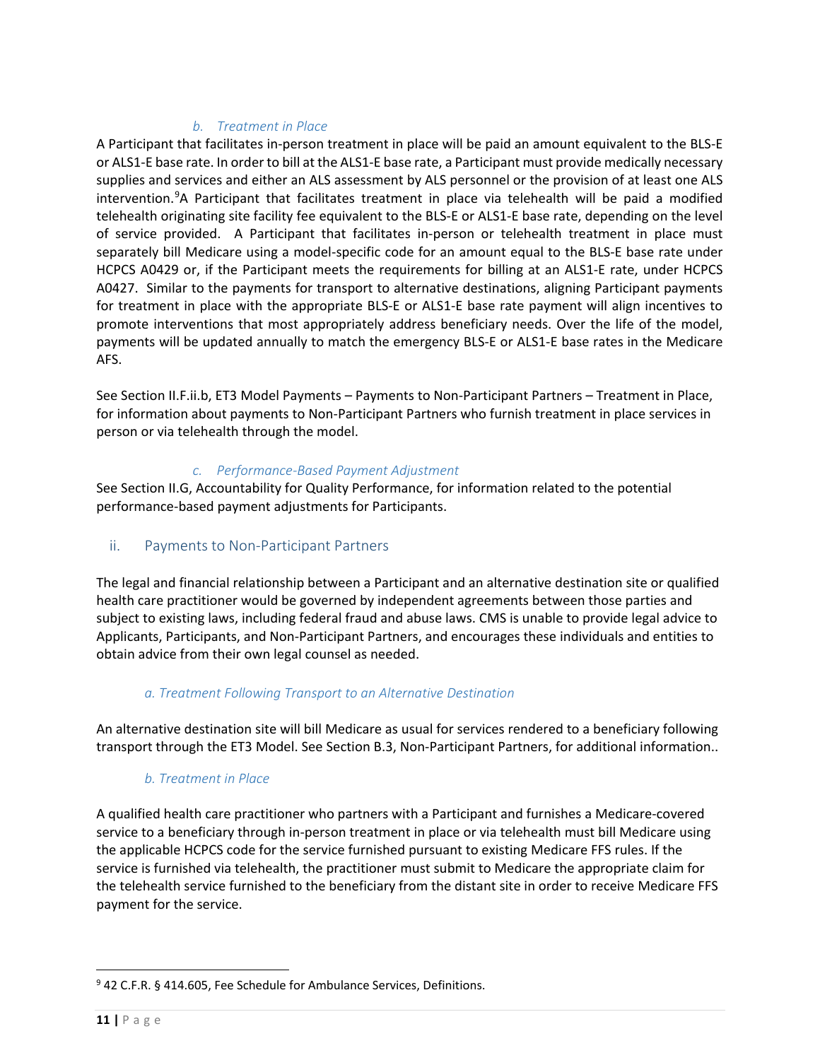#### *b. Treatment in Place*

A Participant that facilitates in-person treatment in place will be paid an amount equivalent to the BLS-E or ALS1-E base rate. In order to bill at the ALS1-E base rate, a Participant must provide medically necessary supplies and services and either an ALS assessment by ALS personnel or the provision of at least one ALS intervention.[9] A Participant that facilitates treatment in place via telehealth will be paid a modified telehealth originating site facility fee equivalent to the BLS-E or ALS1-E base rate, depending on the level of service provided. A Participant that facilitates in-person or telehealth treatment in place must separately bill Medicare using a model-specific code for an amount equal to the BLS-E base rate under HCPCS A0429 or, if the Participant meets the requirements for billing at an ALS1-E rate, under HCPCS A0427. Similar to the payments for transport to alternative destinations, aligning Participant payments for treatment in place with the appropriate BLS-E or ALS1-E base rate payment will align incentives to promote interventions that most appropriately address beneficiary needs. Over the life of the model, payments will be updated annually to match the emergency BLS-E or ALS1-E base rates in the Medicare AFS.

See Section II.F.ii.b, ET3 Model Payments – Payments to Non-Participant Partners – Treatment in Place, for information about payments to Non-Participant Partners who furnish treatment in place services in person or via telehealth through the model.

#### *c. Performance-Based Payment Adjustment*

See Section II.G, Accountability for Quality Performance, for information related to the potential performance-based payment adjustments for Participants.

### ii. Payments to Non-Participant Partners

The legal and financial relationship between a Participant and an alternative destination site or qualified health care practitioner would be governed by independent agreements between those parties and subject to existing laws, including federal fraud and abuse laws. CMS is unable to provide legal advice to Applicants, Participants, and Non-Participant Partners, and encourages these individuals and entities to obtain advice from their own legal counsel as needed.

#### *a. Treatment Following Transport to an Alternative Destination*

An alternative destination site will bill Medicare as usual for services rendered to a beneficiary following transport through the ET3 Model. See Section B.3, Non-Participant Partners, for additional information..

#### *b. Treatment in Place*

A qualified health care practitioner who partners with a Participant and furnishes a Medicare-covered service to a beneficiary through in-person treatment in place or via telehealth must bill Medicare using the applicable HCPCS code for the service furnished pursuant to existing Medicare FFS rules. If the service is furnished via telehealth, the practitioner must submit to Medicare the appropriate claim for the telehealth service furnished to the beneficiary from the distant site in order to receive Medicare FFS payment for the service.

---

[9] 42 C.F.R. § 414.605, Fee Schedule for Ambulance Services, Definitions.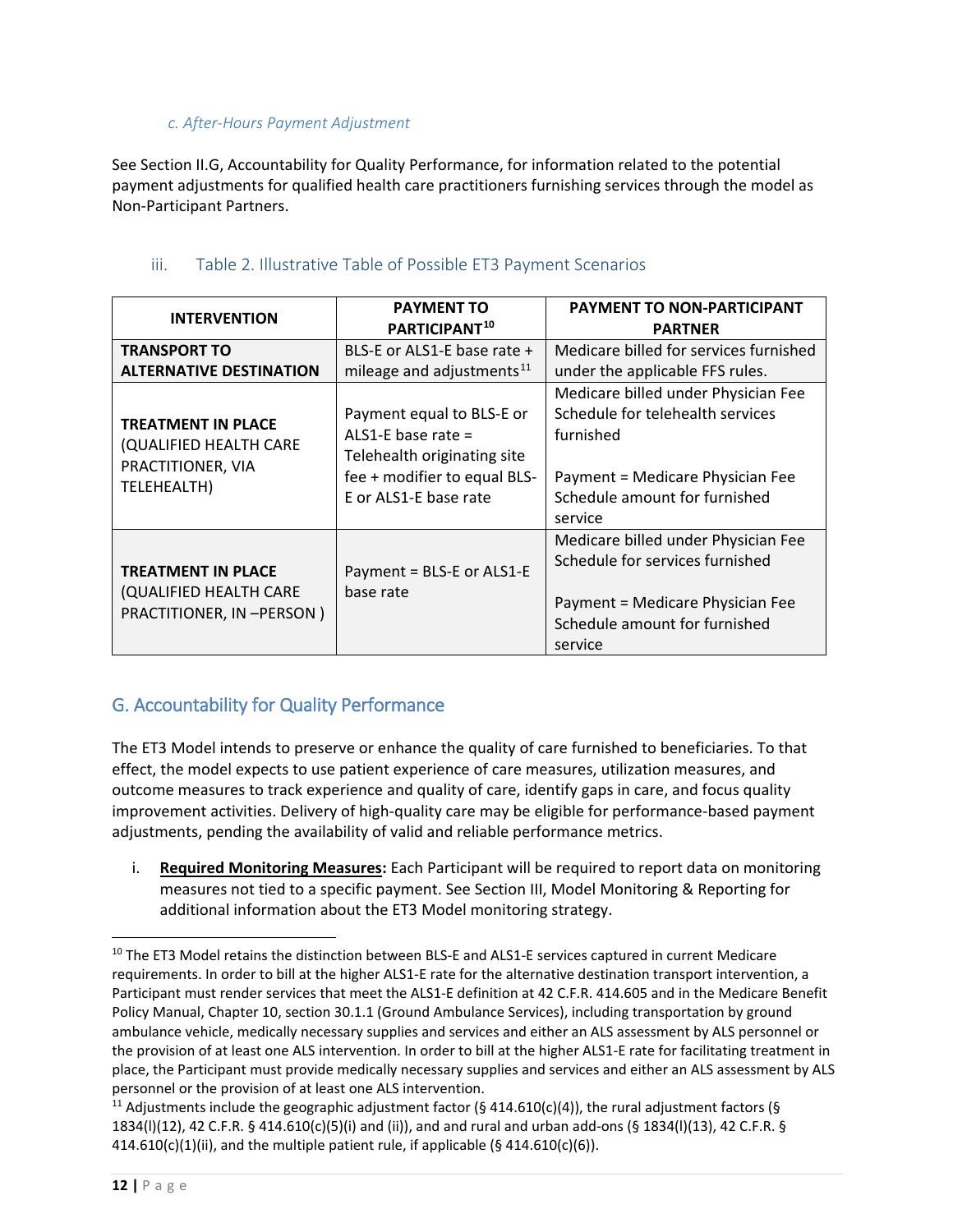#### c. After-Hours Payment Adjustment

See Section II.G, Accountability for Quality Performance, for information related to the potential payment adjustments for qualified health care practitioners furnishing services through the model as Non-Participant Partners.

### iii. Table 2. Illustrative Table of Possible ET3 Payment Scenarios

| INTERVENTION | PAYMENT TO PARTICIPANT[10] | PAYMENT TO NON-PARTICIPANT PARTNER |
|---|---|---|
| **TRANSPORT TO ALTERNATIVE DESTINATION** | BLS-E or ALS1-E base rate + mileage and adjustments[11] | Medicare billed for services furnished under the applicable FFS rules. |
| **TREATMENT IN PLACE** (QUALIFIED HEALTH CARE PRACTITIONER, VIA TELEHEALTH) | Payment equal to BLS-E or ALS1-E base rate = Telehealth originating site fee + modifier to equal BLS-E or ALS1-E base rate | Medicare billed under Physician Fee Schedule for telehealth services furnished<br><br>Payment = Medicare Physician Fee Schedule amount for furnished service |
| **TREATMENT IN PLACE** (QUALIFIED HEALTH CARE PRACTITIONER, IN –PERSON ) | Payment = BLS-E or ALS1-E base rate | Medicare billed under Physician Fee Schedule for services furnished<br><br>Payment = Medicare Physician Fee Schedule amount for furnished service |

## G. Accountability for Quality Performance

The ET3 Model intends to preserve or enhance the quality of care furnished to beneficiaries. To that effect, the model expects to use patient experience of care measures, utilization measures, and outcome measures to track experience and quality of care, identify gaps in care, and focus quality improvement activities. Delivery of high-quality care may be eligible for performance-based payment adjustments, pending the availability of valid and reliable performance metrics.

i. **Required Monitoring Measures:** Each Participant will be required to report data on monitoring measures not tied to a specific payment. See Section III, Model Monitoring & Reporting for additional information about the ET3 Model monitoring strategy.

---

[10] The ET3 Model retains the distinction between BLS-E and ALS1-E services captured in current Medicare requirements. In order to bill at the higher ALS1-E rate for the alternative destination transport intervention, a Participant must render services that meet the ALS1-E definition at 42 C.F.R. 414.605 and in the Medicare Benefit Policy Manual, Chapter 10, section 30.1.1 (Ground Ambulance Services), including transportation by ground ambulance vehicle, medically necessary supplies and services and either an ALS assessment by ALS personnel or the provision of at least one ALS intervention. In order to bill at the higher ALS1-E rate for facilitating treatment in place, the Participant must provide medically necessary supplies and services and either an ALS assessment by ALS personnel or the provision of at least one ALS intervention.

[11] Adjustments include the geographic adjustment factor (§ 414.610(c)(4)), the rural adjustment factors (§ 1834(l)(12), 42 C.F.R. § 414.610(c)(5)(i) and (ii)), and and rural and urban add-ons (§ 1834(l)(13), 42 C.F.R. § 414.610(c)(1)(ii), and the multiple patient rule, if applicable (§ 414.610(c)(6)).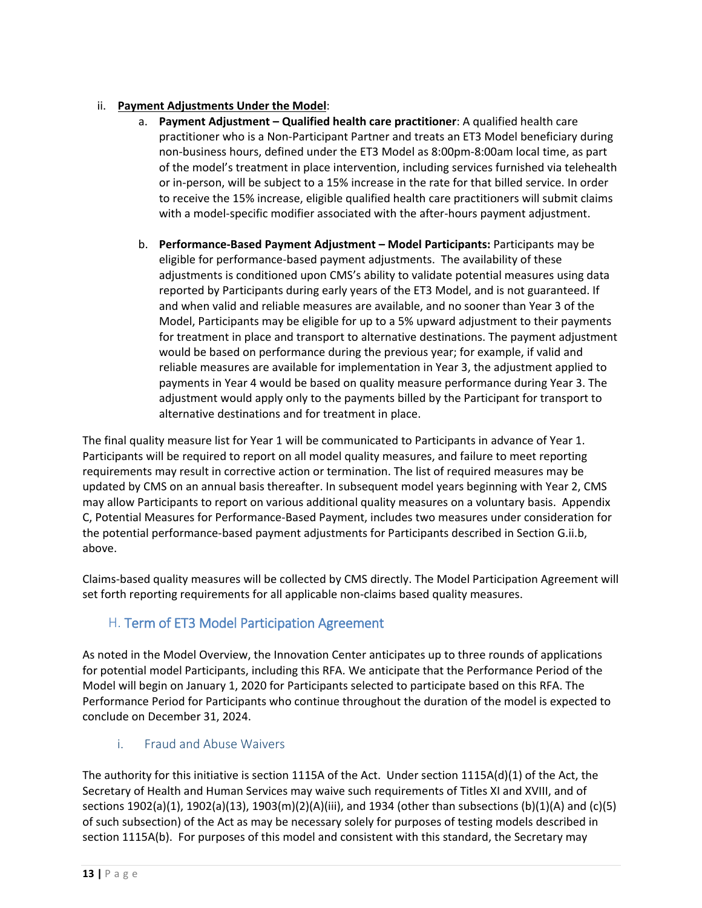ii. **Payment Adjustments Under the Model**:

a. **Payment Adjustment – Qualified health care practitioner**: A qualified health care practitioner who is a Non-Participant Partner and treats an ET3 Model beneficiary during non-business hours, defined under the ET3 Model as 8:00pm-8:00am local time, as part of the model's treatment in place intervention, including services furnished via telehealth or in-person, will be subject to a 15% increase in the rate for that billed service. In order to receive the 15% increase, eligible qualified health care practitioners will submit claims with a model-specific modifier associated with the after-hours payment adjustment.

b. **Performance-Based Payment Adjustment – Model Participants:** Participants may be eligible for performance-based payment adjustments. The availability of these adjustments is conditioned upon CMS's ability to validate potential measures using data reported by Participants during early years of the ET3 Model, and is not guaranteed. If and when valid and reliable measures are available, and no sooner than Year 3 of the Model, Participants may be eligible for up to a 5% upward adjustment to their payments for treatment in place and transport to alternative destinations. The payment adjustment would be based on performance during the previous year; for example, if valid and reliable measures are available for implementation in Year 3, the adjustment applied to payments in Year 4 would be based on quality measure performance during Year 3. The adjustment would apply only to the payments billed by the Participant for transport to alternative destinations and for treatment in place.

The final quality measure list for Year 1 will be communicated to Participants in advance of Year 1. Participants will be required to report on all model quality measures, and failure to meet reporting requirements may result in corrective action or termination. The list of required measures may be updated by CMS on an annual basis thereafter. In subsequent model years beginning with Year 2, CMS may allow Participants to report on various additional quality measures on a voluntary basis. Appendix C, Potential Measures for Performance-Based Payment, includes two measures under consideration for the potential performance-based payment adjustments for Participants described in Section G.ii.b, above.

Claims-based quality measures will be collected by CMS directly. The Model Participation Agreement will set forth reporting requirements for all applicable non-claims based quality measures.

## H. Term of ET3 Model Participation Agreement

As noted in the Model Overview, the Innovation Center anticipates up to three rounds of applications for potential model Participants, including this RFA. We anticipate that the Performance Period of the Model will begin on January 1, 2020 for Participants selected to participate based on this RFA. The Performance Period for Participants who continue throughout the duration of the model is expected to conclude on December 31, 2024.

### i. Fraud and Abuse Waivers

The authority for this initiative is section 1115A of the Act. Under section 1115A(d)(1) of the Act, the Secretary of Health and Human Services may waive such requirements of Titles XI and XVIII, and of sections 1902(a)(1), 1902(a)(13), 1903(m)(2)(A)(iii), and 1934 (other than subsections (b)(1)(A) and (c)(5) of such subsection) of the Act as may be necessary solely for purposes of testing models described in section 1115A(b). For purposes of this model and consistent with this standard, the Secretary may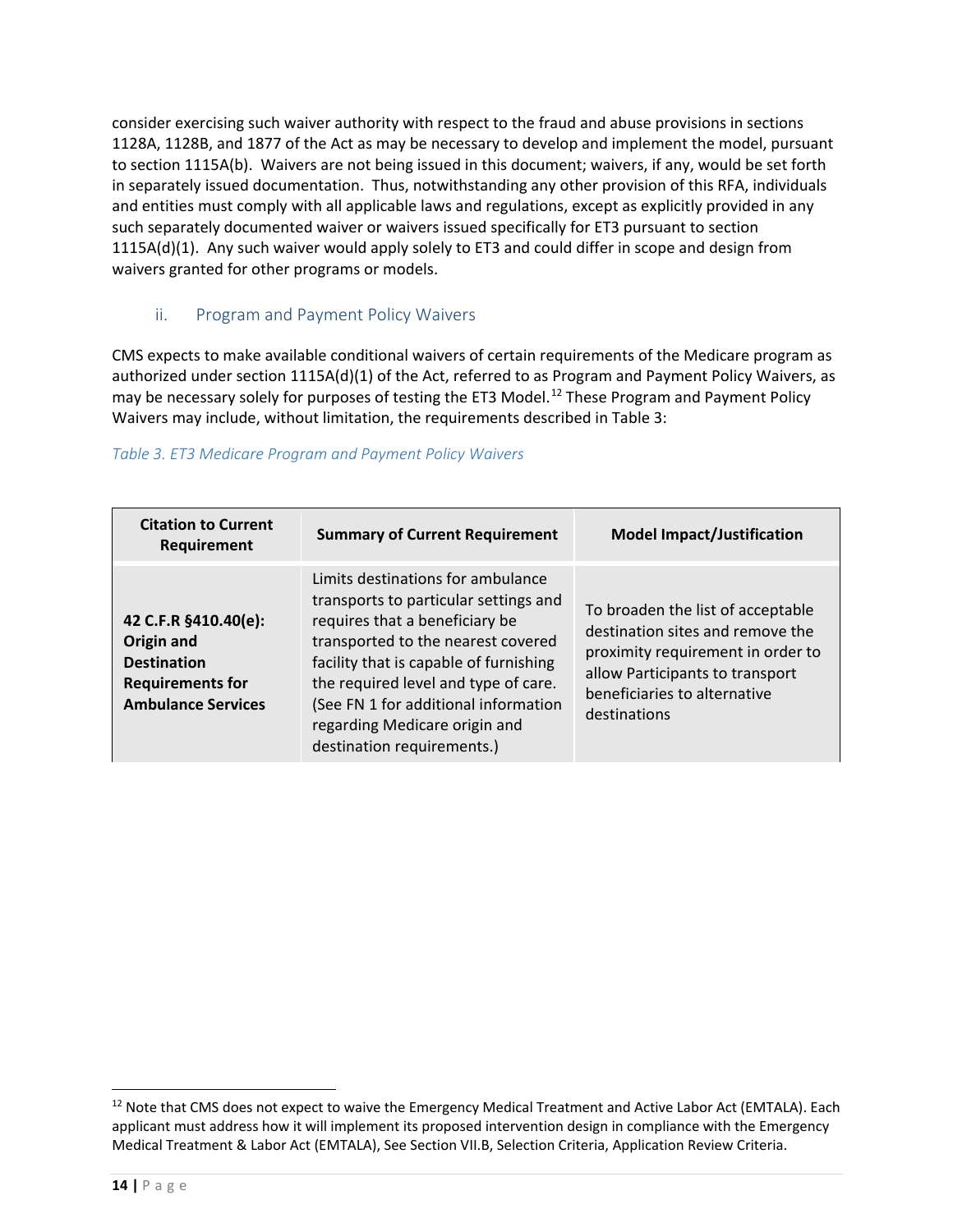consider exercising such waiver authority with respect to the fraud and abuse provisions in sections 1128A, 1128B, and 1877 of the Act as may be necessary to develop and implement the model, pursuant to section 1115A(b). Waivers are not being issued in this document; waivers, if any, would be set forth in separately issued documentation. Thus, notwithstanding any other provision of this RFA, individuals and entities must comply with all applicable laws and regulations, except as explicitly provided in any such separately documented waiver or waivers issued specifically for ET3 pursuant to section 1115A(d)(1). Any such waiver would apply solely to ET3 and could differ in scope and design from waivers granted for other programs or models.

### ii. Program and Payment Policy Waivers

CMS expects to make available conditional waivers of certain requirements of the Medicare program as authorized under section 1115A(d)(1) of the Act, referred to as Program and Payment Policy Waivers, as may be necessary solely for purposes of testing the ET3 Model.[12] These Program and Payment Policy Waivers may include, without limitation, the requirements described in Table 3:

*Table 3. ET3 Medicare Program and Payment Policy Waivers*

| Citation to Current Requirement | Summary of Current Requirement | Model Impact/Justification |
| --- | --- | --- |
| **42 C.F.R §410.40(e): Origin and Destination Requirements for Ambulance Services** | Limits destinations for ambulance transports to particular settings and requires that a beneficiary be transported to the nearest covered facility that is capable of furnishing the required level and type of care. (See FN 1 for additional information regarding Medicare origin and destination requirements.) | To broaden the list of acceptable destination sites and remove the proximity requirement in order to allow Participants to transport beneficiaries to alternative destinations |

[12] Note that CMS does not expect to waive the Emergency Medical Treatment and Active Labor Act (EMTALA). Each applicant must address how it will implement its proposed intervention design in compliance with the Emergency Medical Treatment & Labor Act (EMTALA), See Section VII.B, Selection Criteria, Application Review Criteria.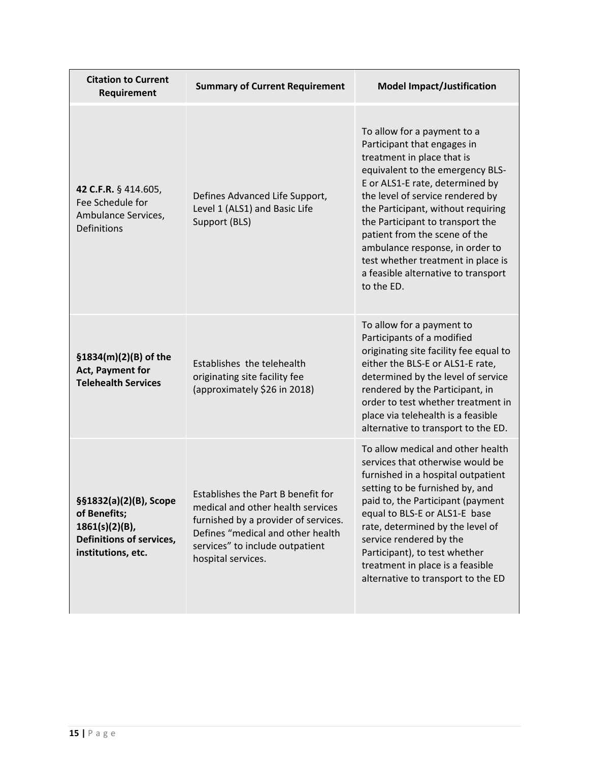| Citation to Current Requirement | Summary of Current Requirement | Model Impact/Justification |
|---|---|---|
| **42 C.F.R.** § 414.605, Fee Schedule for Ambulance Services, Definitions | Defines Advanced Life Support, Level 1 (ALS1) and Basic Life Support (BLS) | To allow for a payment to a Participant that engages in treatment in place that is equivalent to the emergency BLS-E or ALS1-E rate, determined by the level of service rendered by the Participant, without requiring the Participant to transport the patient from the scene of the ambulance response, in order to test whether treatment in place is a feasible alternative to transport to the ED. |
| **§1834(m)(2)(B) of the Act, Payment for Telehealth Services** | Establishes the telehealth originating site facility fee (approximately $26 in 2018) | To allow for a payment to Participants of a modified originating site facility fee equal to either the BLS-E or ALS1-E rate, determined by the level of service rendered by the Participant, in order to test whether treatment in place via telehealth is a feasible alternative to transport to the ED. |
| **§§1832(a)(2)(B), Scope of Benefits; 1861(s)(2)(B), Definitions of services, institutions, etc.** | Establishes the Part B benefit for medical and other health services furnished by a provider of services. Defines "medical and other health services" to include outpatient hospital services. | To allow medical and other health services that otherwise would be furnished in a hospital outpatient setting to be furnished by, and paid to, the Participant (payment equal to BLS-E or ALS1-E base rate, determined by the level of service rendered by the Participant), to test whether treatment in place is a feasible alternative to transport to the ED |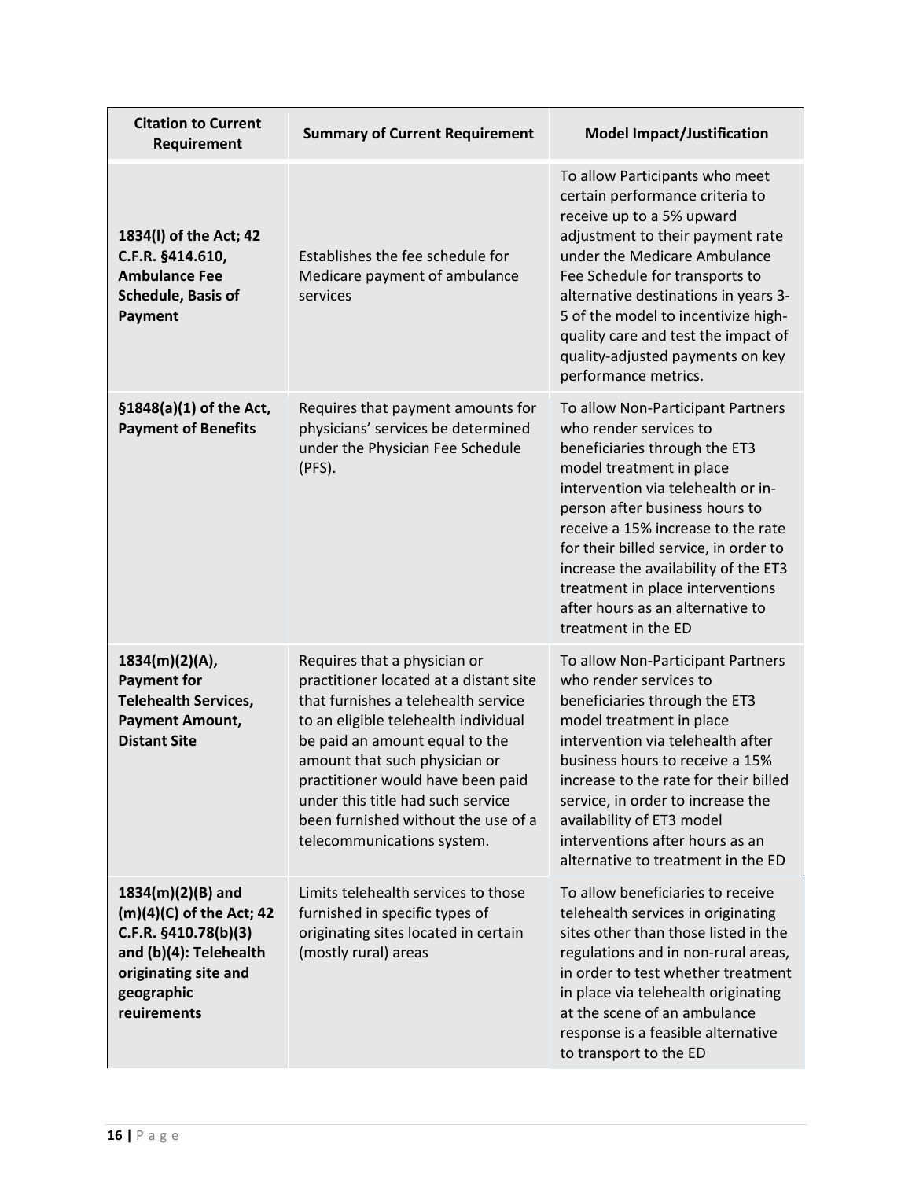| Citation to Current Requirement | Summary of Current Requirement | Model Impact/Justification |
|---|---|---|
| **1834(l) of the Act; 42 C.F.R. §414.610, Ambulance Fee Schedule, Basis of Payment** | Establishes the fee schedule for Medicare payment of ambulance services | To allow Participants who meet certain performance criteria to receive up to a 5% upward adjustment to their payment rate under the Medicare Ambulance Fee Schedule for transports to alternative destinations in years 3-5 of the model to incentivize high-quality care and test the impact of quality-adjusted payments on key performance metrics. |
| **§1848(a)(1) of the Act, Payment of Benefits** | Requires that payment amounts for physicians' services be determined under the Physician Fee Schedule (PFS). | To allow Non-Participant Partners who render services to beneficiaries through the ET3 model treatment in place intervention via telehealth or in-person after business hours to receive a 15% increase to the rate for their billed service, in order to increase the availability of the ET3 treatment in place interventions after hours as an alternative to treatment in the ED |
| **1834(m)(2)(A), Payment for Telehealth Services, Payment Amount, Distant Site** | Requires that a physician or practitioner located at a distant site that furnishes a telehealth service to an eligible telehealth individual be paid an amount equal to the amount that such physician or practitioner would have been paid under this title had such service been furnished without the use of a telecommunications system. | To allow Non-Participant Partners who render services to beneficiaries through the ET3 model treatment in place intervention via telehealth after business hours to receive a 15% increase to the rate for their billed service, in order to increase the availability of ET3 model interventions after hours as an alternative to treatment in the ED |
| **1834(m)(2)(B) and (m)(4)(C) of the Act; 42 C.F.R. §410.78(b)(3) and (b)(4): Telehealth originating site and geographic reuirements** | Limits telehealth services to those furnished in specific types of originating sites located in certain (mostly rural) areas | To allow beneficiaries to receive telehealth services in originating sites other than those listed in the regulations and in non-rural areas, in order to test whether treatment in place via telehealth originating at the scene of an ambulance response is a feasible alternative to transport to the ED |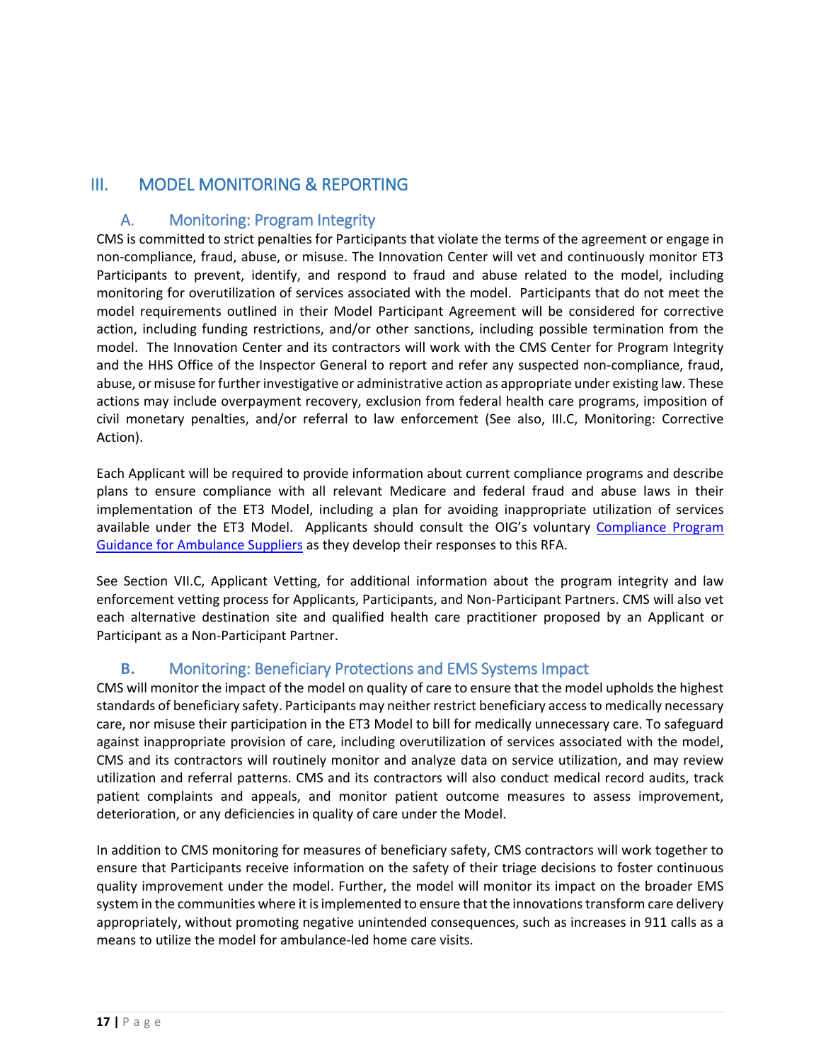## III. MODEL MONITORING & REPORTING

### A. Monitoring: Program Integrity

CMS is committed to strict penalties for Participants that violate the terms of the agreement or engage in non-compliance, fraud, abuse, or misuse. The Innovation Center will vet and continuously monitor ET3 Participants to prevent, identify, and respond to fraud and abuse related to the model, including monitoring for overutilization of services associated with the model. Participants that do not meet the model requirements outlined in their Model Participant Agreement will be considered for corrective action, including funding restrictions, and/or other sanctions, including possible termination from the model. The Innovation Center and its contractors will work with the CMS Center for Program Integrity and the HHS Office of the Inspector General to report and refer any suspected non-compliance, fraud, abuse, or misuse for further investigative or administrative action as appropriate under existing law. These actions may include overpayment recovery, exclusion from federal health care programs, imposition of civil monetary penalties, and/or referral to law enforcement (See also, III.C, Monitoring: Corrective Action).

Each Applicant will be required to provide information about current compliance programs and describe plans to ensure compliance with all relevant Medicare and federal fraud and abuse laws in their implementation of the ET3 Model, including a plan for avoiding inappropriate utilization of services available under the ET3 Model. Applicants should consult the OIG's voluntary Compliance Program Guidance for Ambulance Suppliers as they develop their responses to this RFA.

See Section VII.C, Applicant Vetting, for additional information about the program integrity and law enforcement vetting process for Applicants, Participants, and Non-Participant Partners. CMS will also vet each alternative destination site and qualified health care practitioner proposed by an Applicant or Participant as a Non-Participant Partner.

### B. Monitoring: Beneficiary Protections and EMS Systems Impact

CMS will monitor the impact of the model on quality of care to ensure that the model upholds the highest standards of beneficiary safety. Participants may neither restrict beneficiary access to medically necessary care, nor misuse their participation in the ET3 Model to bill for medically unnecessary care. To safeguard against inappropriate provision of care, including overutilization of services associated with the model, CMS and its contractors will routinely monitor and analyze data on service utilization, and may review utilization and referral patterns. CMS and its contractors will also conduct medical record audits, track patient complaints and appeals, and monitor patient outcome measures to assess improvement, deterioration, or any deficiencies in quality of care under the Model.

In addition to CMS monitoring for measures of beneficiary safety, CMS contractors will work together to ensure that Participants receive information on the safety of their triage decisions to foster continuous quality improvement under the model. Further, the model will monitor its impact on the broader EMS system in the communities where it is implemented to ensure that the innovations transform care delivery appropriately, without promoting negative unintended consequences, such as increases in 911 calls as a means to utilize the model for ambulance-led home care visits.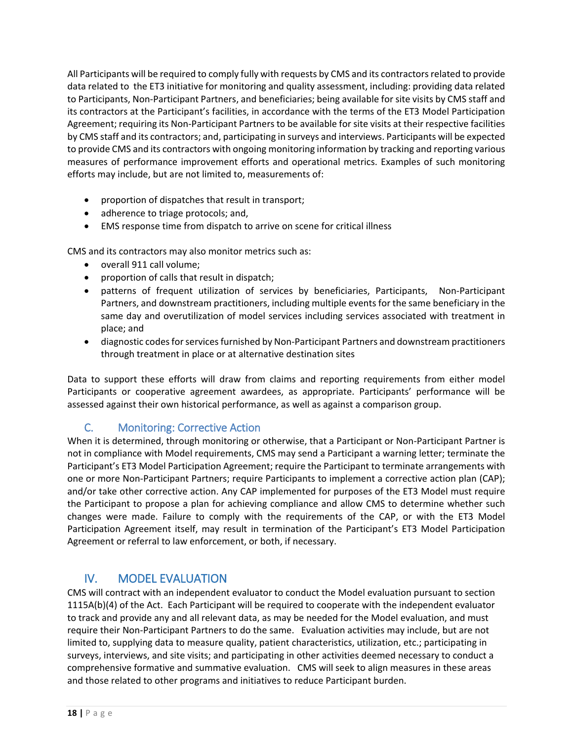All Participants will be required to comply fully with requests by CMS and its contractors related to provide data related to the ET3 initiative for monitoring and quality assessment, including: providing data related to Participants, Non-Participant Partners, and beneficiaries; being available for site visits by CMS staff and its contractors at the Participant's facilities, in accordance with the terms of the ET3 Model Participation Agreement; requiring its Non-Participant Partners to be available for site visits at their respective facilities by CMS staff and its contractors; and, participating in surveys and interviews. Participants will be expected to provide CMS and its contractors with ongoing monitoring information by tracking and reporting various measures of performance improvement efforts and operational metrics. Examples of such monitoring efforts may include, but are not limited to, measurements of:

- proportion of dispatches that result in transport;
- adherence to triage protocols; and,
- EMS response time from dispatch to arrive on scene for critical illness

CMS and its contractors may also monitor metrics such as:

- overall 911 call volume;
- proportion of calls that result in dispatch;
- patterns of frequent utilization of services by beneficiaries, Participants, Non-Participant Partners, and downstream practitioners, including multiple events for the same beneficiary in the same day and overutilization of model services including services associated with treatment in place; and
- diagnostic codes for services furnished by Non-Participant Partners and downstream practitioners through treatment in place or at alternative destination sites

Data to support these efforts will draw from claims and reporting requirements from either model Participants or cooperative agreement awardees, as appropriate. Participants' performance will be assessed against their own historical performance, as well as against a comparison group.

### C. Monitoring: Corrective Action

When it is determined, through monitoring or otherwise, that a Participant or Non-Participant Partner is not in compliance with Model requirements, CMS may send a Participant a warning letter; terminate the Participant's ET3 Model Participation Agreement; require the Participant to terminate arrangements with one or more Non-Participant Partners; require Participants to implement a corrective action plan (CAP); and/or take other corrective action. Any CAP implemented for purposes of the ET3 Model must require the Participant to propose a plan for achieving compliance and allow CMS to determine whether such changes were made. Failure to comply with the requirements of the CAP, or with the ET3 Model Participation Agreement itself, may result in termination of the Participant's ET3 Model Participation Agreement or referral to law enforcement, or both, if necessary.

## IV. MODEL EVALUATION

CMS will contract with an independent evaluator to conduct the Model evaluation pursuant to section 1115A(b)(4) of the Act. Each Participant will be required to cooperate with the independent evaluator to track and provide any and all relevant data, as may be needed for the Model evaluation, and must require their Non-Participant Partners to do the same. Evaluation activities may include, but are not limited to, supplying data to measure quality, patient characteristics, utilization, etc.; participating in surveys, interviews, and site visits; and participating in other activities deemed necessary to conduct a comprehensive formative and summative evaluation. CMS will seek to align measures in these areas and those related to other programs and initiatives to reduce Participant burden.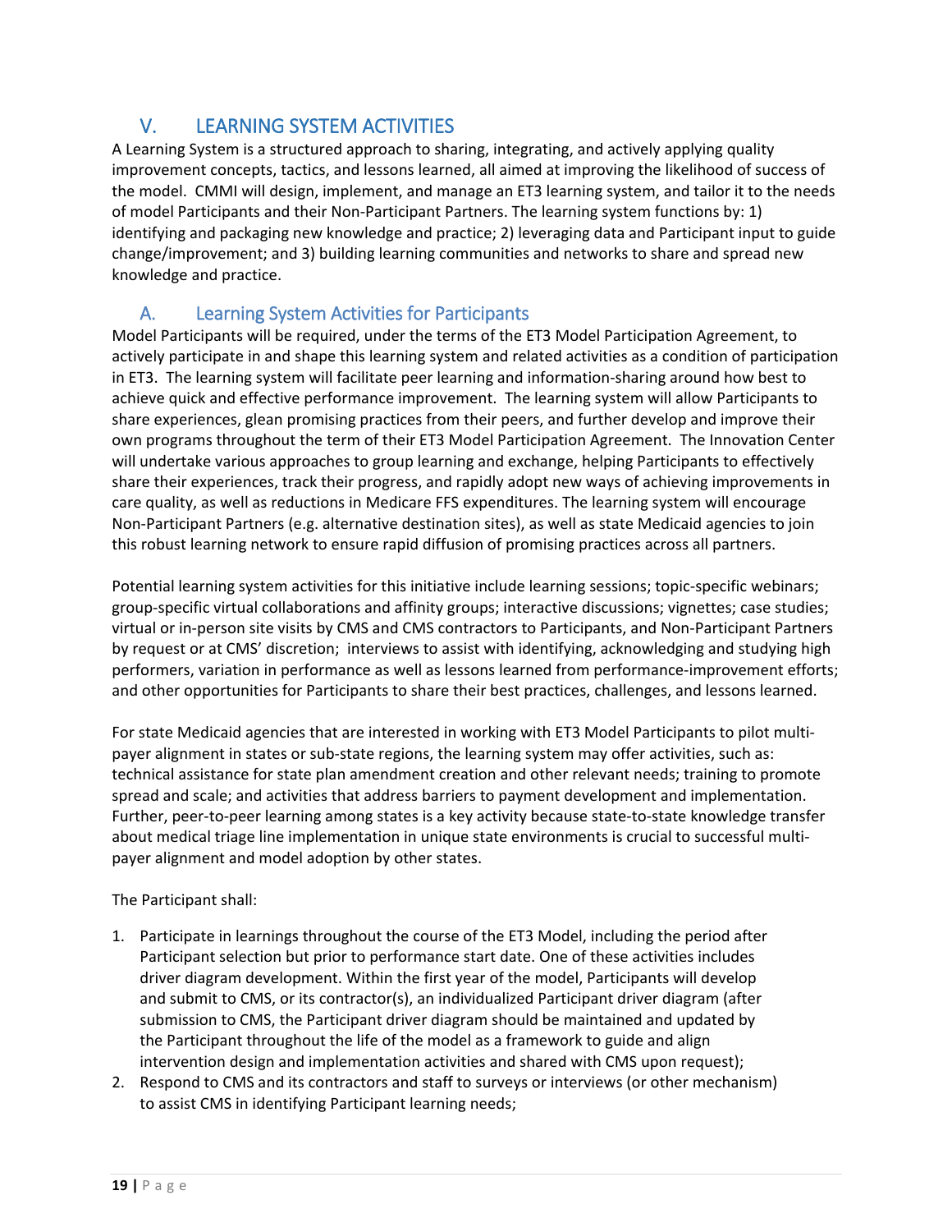## V. LEARNING SYSTEM ACTIVITIES

A Learning System is a structured approach to sharing, integrating, and actively applying quality improvement concepts, tactics, and lessons learned, all aimed at improving the likelihood of success of the model. CMMI will design, implement, and manage an ET3 learning system, and tailor it to the needs of model Participants and their Non-Participant Partners. The learning system functions by: 1) identifying and packaging new knowledge and practice; 2) leveraging data and Participant input to guide change/improvement; and 3) building learning communities and networks to share and spread new knowledge and practice.

### A. Learning System Activities for Participants

Model Participants will be required, under the terms of the ET3 Model Participation Agreement, to actively participate in and shape this learning system and related activities as a condition of participation in ET3. The learning system will facilitate peer learning and information-sharing around how best to achieve quick and effective performance improvement. The learning system will allow Participants to share experiences, glean promising practices from their peers, and further develop and improve their own programs throughout the term of their ET3 Model Participation Agreement. The Innovation Center will undertake various approaches to group learning and exchange, helping Participants to effectively share their experiences, track their progress, and rapidly adopt new ways of achieving improvements in care quality, as well as reductions in Medicare FFS expenditures. The learning system will encourage Non-Participant Partners (e.g. alternative destination sites), as well as state Medicaid agencies to join this robust learning network to ensure rapid diffusion of promising practices across all partners.

Potential learning system activities for this initiative include learning sessions; topic-specific webinars; group-specific virtual collaborations and affinity groups; interactive discussions; vignettes; case studies; virtual or in-person site visits by CMS and CMS contractors to Participants, and Non-Participant Partners by request or at CMS' discretion; interviews to assist with identifying, acknowledging and studying high performers, variation in performance as well as lessons learned from performance-improvement efforts; and other opportunities for Participants to share their best practices, challenges, and lessons learned.

For state Medicaid agencies that are interested in working with ET3 Model Participants to pilot multi-payer alignment in states or sub-state regions, the learning system may offer activities, such as: technical assistance for state plan amendment creation and other relevant needs; training to promote spread and scale; and activities that address barriers to payment development and implementation. Further, peer-to-peer learning among states is a key activity because state-to-state knowledge transfer about medical triage line implementation in unique state environments is crucial to successful multi-payer alignment and model adoption by other states.

The Participant shall:

1. Participate in learnings throughout the course of the ET3 Model, including the period after Participant selection but prior to performance start date. One of these activities includes driver diagram development. Within the first year of the model, Participants will develop and submit to CMS, or its contractor(s), an individualized Participant driver diagram (after submission to CMS, the Participant driver diagram should be maintained and updated by the Participant throughout the life of the model as a framework to guide and align intervention design and implementation activities and shared with CMS upon request);
2. Respond to CMS and its contractors and staff to surveys or interviews (or other mechanism) to assist CMS in identifying Participant learning needs;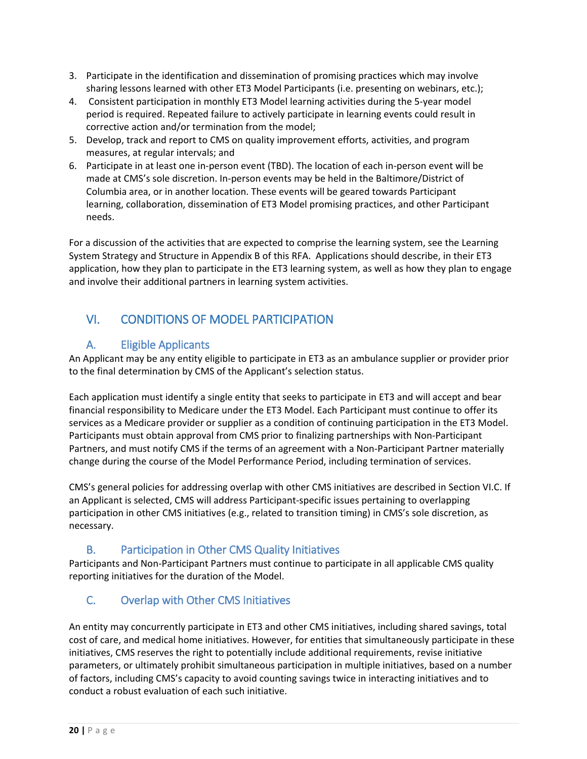3. Participate in the identification and dissemination of promising practices which may involve sharing lessons learned with other ET3 Model Participants (i.e. presenting on webinars, etc.);
4. Consistent participation in monthly ET3 Model learning activities during the 5-year model period is required. Repeated failure to actively participate in learning events could result in corrective action and/or termination from the model;
5. Develop, track and report to CMS on quality improvement efforts, activities, and program measures, at regular intervals; and
6. Participate in at least one in-person event (TBD). The location of each in-person event will be made at CMS's sole discretion. In-person events may be held in the Baltimore/District of Columbia area, or in another location. These events will be geared towards Participant learning, collaboration, dissemination of ET3 Model promising practices, and other Participant needs.

For a discussion of the activities that are expected to comprise the learning system, see the Learning System Strategy and Structure in Appendix B of this RFA. Applications should describe, in their ET3 application, how they plan to participate in the ET3 learning system, as well as how they plan to engage and involve their additional partners in learning system activities.

## VI. CONDITIONS OF MODEL PARTICIPATION

### A. Eligible Applicants

An Applicant may be any entity eligible to participate in ET3 as an ambulance supplier or provider prior to the final determination by CMS of the Applicant's selection status.

Each application must identify a single entity that seeks to participate in ET3 and will accept and bear financial responsibility to Medicare under the ET3 Model. Each Participant must continue to offer its services as a Medicare provider or supplier as a condition of continuing participation in the ET3 Model. Participants must obtain approval from CMS prior to finalizing partnerships with Non-Participant Partners, and must notify CMS if the terms of an agreement with a Non-Participant Partner materially change during the course of the Model Performance Period, including termination of services.

CMS's general policies for addressing overlap with other CMS initiatives are described in Section VI.C. If an Applicant is selected, CMS will address Participant-specific issues pertaining to overlapping participation in other CMS initiatives (e.g., related to transition timing) in CMS's sole discretion, as necessary.

### B. Participation in Other CMS Quality Initiatives

Participants and Non-Participant Partners must continue to participate in all applicable CMS quality reporting initiatives for the duration of the Model.

### C. Overlap with Other CMS Initiatives

An entity may concurrently participate in ET3 and other CMS initiatives, including shared savings, total cost of care, and medical home initiatives. However, for entities that simultaneously participate in these initiatives, CMS reserves the right to potentially include additional requirements, revise initiative parameters, or ultimately prohibit simultaneous participation in multiple initiatives, based on a number of factors, including CMS's capacity to avoid counting savings twice in interacting initiatives and to conduct a robust evaluation of each such initiative.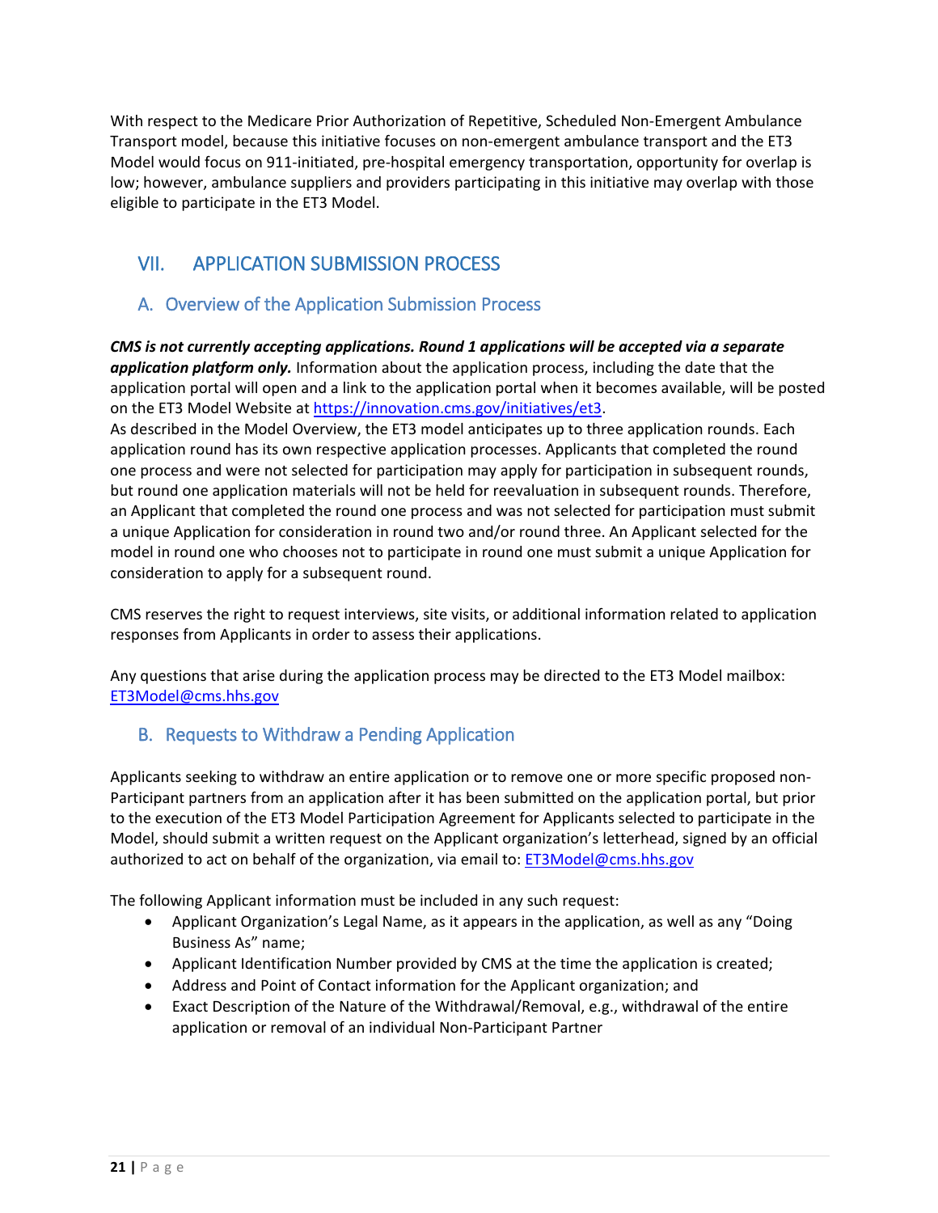With respect to the Medicare Prior Authorization of Repetitive, Scheduled Non-Emergent Ambulance Transport model, because this initiative focuses on non-emergent ambulance transport and the ET3 Model would focus on 911-initiated, pre-hospital emergency transportation, opportunity for overlap is low; however, ambulance suppliers and providers participating in this initiative may overlap with those eligible to participate in the ET3 Model.

## VII. APPLICATION SUBMISSION PROCESS

### A. Overview of the Application Submission Process

***CMS is not currently accepting applications. Round 1 applications will be accepted via a separate application platform only.*** Information about the application process, including the date that the application portal will open and a link to the application portal when it becomes available, will be posted on the ET3 Model Website at https://innovation.cms.gov/initiatives/et3.

As described in the Model Overview, the ET3 model anticipates up to three application rounds. Each application round has its own respective application processes. Applicants that completed the round one process and were not selected for participation may apply for participation in subsequent rounds, but round one application materials will not be held for reevaluation in subsequent rounds. Therefore, an Applicant that completed the round one process and was not selected for participation must submit a unique Application for consideration in round two and/or round three. An Applicant selected for the model in round one who chooses not to participate in round one must submit a unique Application for consideration to apply for a subsequent round.

CMS reserves the right to request interviews, site visits, or additional information related to application responses from Applicants in order to assess their applications.

Any questions that arise during the application process may be directed to the ET3 Model mailbox: ET3Model@cms.hhs.gov

### B. Requests to Withdraw a Pending Application

Applicants seeking to withdraw an entire application or to remove one or more specific proposed non-Participant partners from an application after it has been submitted on the application portal, but prior to the execution of the ET3 Model Participation Agreement for Applicants selected to participate in the Model, should submit a written request on the Applicant organization's letterhead, signed by an official authorized to act on behalf of the organization, via email to: ET3Model@cms.hhs.gov

The following Applicant information must be included in any such request:

- Applicant Organization's Legal Name, as it appears in the application, as well as any "Doing Business As" name;
- Applicant Identification Number provided by CMS at the time the application is created;
- Address and Point of Contact information for the Applicant organization; and
- Exact Description of the Nature of the Withdrawal/Removal, e.g., withdrawal of the entire application or removal of an individual Non-Participant Partner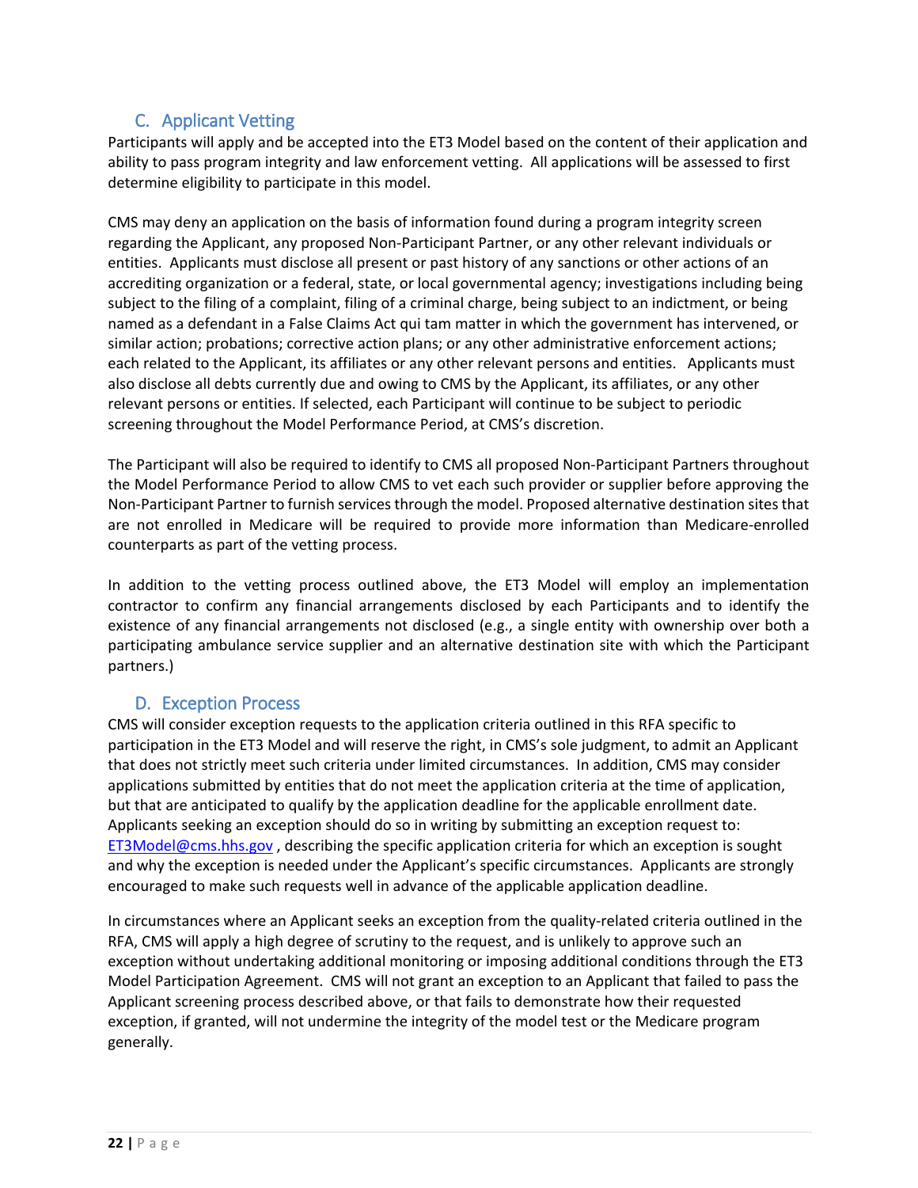## C. Applicant Vetting

Participants will apply and be accepted into the ET3 Model based on the content of their application and ability to pass program integrity and law enforcement vetting. All applications will be assessed to first determine eligibility to participate in this model.

CMS may deny an application on the basis of information found during a program integrity screen regarding the Applicant, any proposed Non-Participant Partner, or any other relevant individuals or entities. Applicants must disclose all present or past history of any sanctions or other actions of an accrediting organization or a federal, state, or local governmental agency; investigations including being subject to the filing of a complaint, filing of a criminal charge, being subject to an indictment, or being named as a defendant in a False Claims Act qui tam matter in which the government has intervened, or similar action; probations; corrective action plans; or any other administrative enforcement actions; each related to the Applicant, its affiliates or any other relevant persons and entities. Applicants must also disclose all debts currently due and owing to CMS by the Applicant, its affiliates, or any other relevant persons or entities. If selected, each Participant will continue to be subject to periodic screening throughout the Model Performance Period, at CMS's discretion.

The Participant will also be required to identify to CMS all proposed Non-Participant Partners throughout the Model Performance Period to allow CMS to vet each such provider or supplier before approving the Non-Participant Partner to furnish services through the model. Proposed alternative destination sites that are not enrolled in Medicare will be required to provide more information than Medicare-enrolled counterparts as part of the vetting process.

In addition to the vetting process outlined above, the ET3 Model will employ an implementation contractor to confirm any financial arrangements disclosed by each Participants and to identify the existence of any financial arrangements not disclosed (e.g., a single entity with ownership over both a participating ambulance service supplier and an alternative destination site with which the Participant partners.)

## D. Exception Process

CMS will consider exception requests to the application criteria outlined in this RFA specific to participation in the ET3 Model and will reserve the right, in CMS's sole judgment, to admit an Applicant that does not strictly meet such criteria under limited circumstances. In addition, CMS may consider applications submitted by entities that do not meet the application criteria at the time of application, but that are anticipated to qualify by the application deadline for the applicable enrollment date. Applicants seeking an exception should do so in writing by submitting an exception request to: ET3Model@cms.hhs.gov , describing the specific application criteria for which an exception is sought and why the exception is needed under the Applicant's specific circumstances. Applicants are strongly encouraged to make such requests well in advance of the applicable application deadline.

In circumstances where an Applicant seeks an exception from the quality-related criteria outlined in the RFA, CMS will apply a high degree of scrutiny to the request, and is unlikely to approve such an exception without undertaking additional monitoring or imposing additional conditions through the ET3 Model Participation Agreement. CMS will not grant an exception to an Applicant that failed to pass the Applicant screening process described above, or that fails to demonstrate how their requested exception, if granted, will not undermine the integrity of the model test or the Medicare program generally.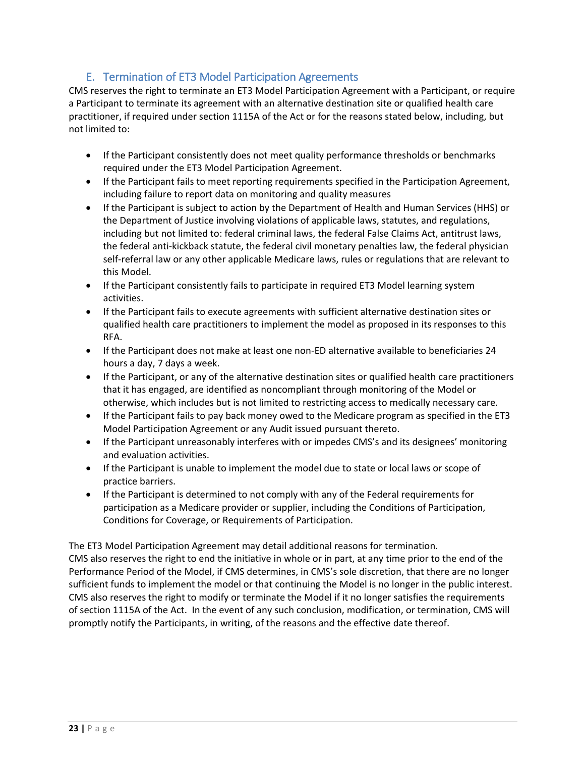## E. Termination of ET3 Model Participation Agreements

CMS reserves the right to terminate an ET3 Model Participation Agreement with a Participant, or require a Participant to terminate its agreement with an alternative destination site or qualified health care practitioner, if required under section 1115A of the Act or for the reasons stated below, including, but not limited to:

- If the Participant consistently does not meet quality performance thresholds or benchmarks required under the ET3 Model Participation Agreement.
- If the Participant fails to meet reporting requirements specified in the Participation Agreement, including failure to report data on monitoring and quality measures
- If the Participant is subject to action by the Department of Health and Human Services (HHS) or the Department of Justice involving violations of applicable laws, statutes, and regulations, including but not limited to: federal criminal laws, the federal False Claims Act, antitrust laws, the federal anti-kickback statute, the federal civil monetary penalties law, the federal physician self-referral law or any other applicable Medicare laws, rules or regulations that are relevant to this Model.
- If the Participant consistently fails to participate in required ET3 Model learning system activities.
- If the Participant fails to execute agreements with sufficient alternative destination sites or qualified health care practitioners to implement the model as proposed in its responses to this RFA.
- If the Participant does not make at least one non-ED alternative available to beneficiaries 24 hours a day, 7 days a week.
- If the Participant, or any of the alternative destination sites or qualified health care practitioners that it has engaged, are identified as noncompliant through monitoring of the Model or otherwise, which includes but is not limited to restricting access to medically necessary care.
- If the Participant fails to pay back money owed to the Medicare program as specified in the ET3 Model Participation Agreement or any Audit issued pursuant thereto.
- If the Participant unreasonably interferes with or impedes CMS's and its designees' monitoring and evaluation activities.
- If the Participant is unable to implement the model due to state or local laws or scope of practice barriers.
- If the Participant is determined to not comply with any of the Federal requirements for participation as a Medicare provider or supplier, including the Conditions of Participation, Conditions for Coverage, or Requirements of Participation.

The ET3 Model Participation Agreement may detail additional reasons for termination.
CMS also reserves the right to end the initiative in whole or in part, at any time prior to the end of the Performance Period of the Model, if CMS determines, in CMS's sole discretion, that there are no longer sufficient funds to implement the model or that continuing the Model is no longer in the public interest. CMS also reserves the right to modify or terminate the Model if it no longer satisfies the requirements of section 1115A of the Act. In the event of any such conclusion, modification, or termination, CMS will promptly notify the Participants, in writing, of the reasons and the effective date thereof.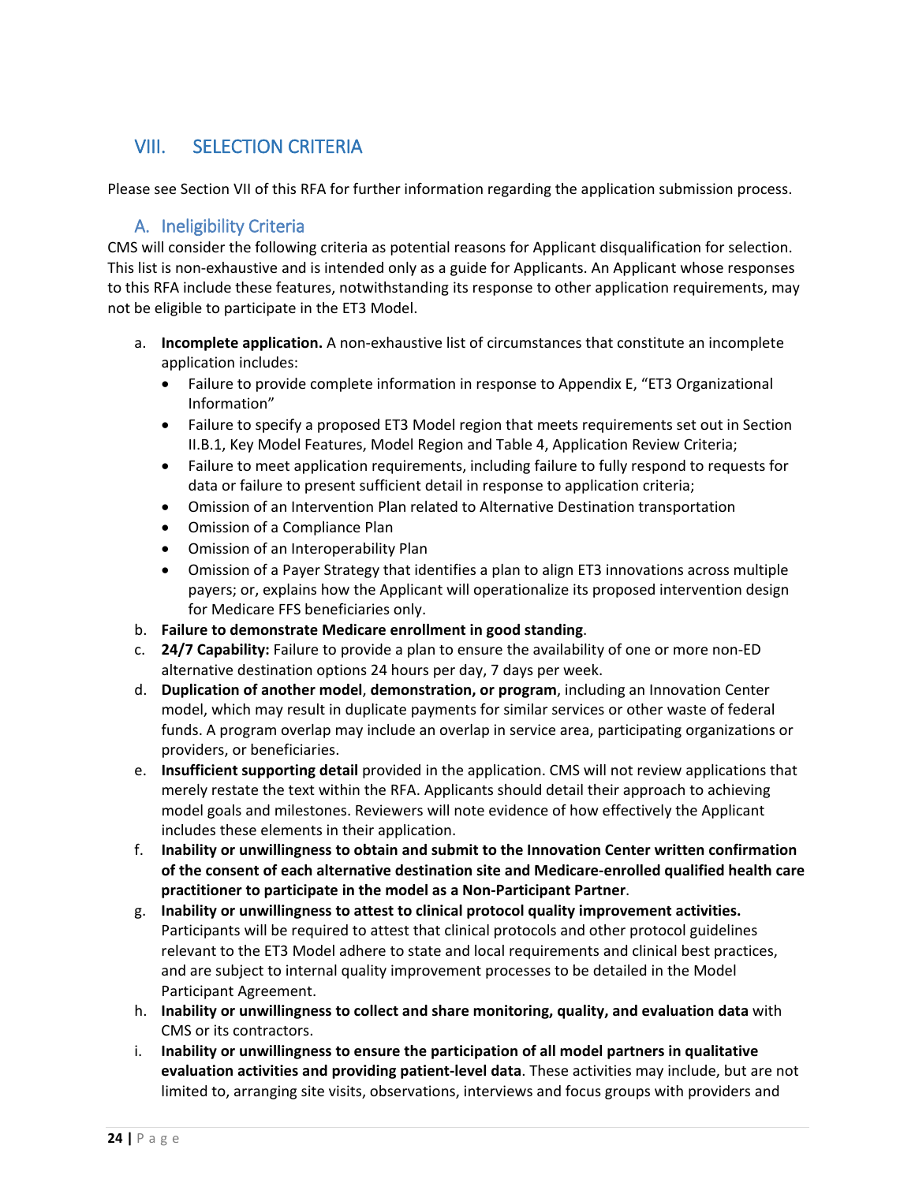## VIII. SELECTION CRITERIA

Please see Section VII of this RFA for further information regarding the application submission process.

### A. Ineligibility Criteria

CMS will consider the following criteria as potential reasons for Applicant disqualification for selection. This list is non-exhaustive and is intended only as a guide for Applicants. An Applicant whose responses to this RFA include these features, notwithstanding its response to other application requirements, may not be eligible to participate in the ET3 Model.

a. **Incomplete application.** A non-exhaustive list of circumstances that constitute an incomplete application includes:
   - Failure to provide complete information in response to Appendix E, "ET3 Organizational Information"
   - Failure to specify a proposed ET3 Model region that meets requirements set out in Section II.B.1, Key Model Features, Model Region and Table 4, Application Review Criteria;
   - Failure to meet application requirements, including failure to fully respond to requests for data or failure to present sufficient detail in response to application criteria;
   - Omission of an Intervention Plan related to Alternative Destination transportation
   - Omission of a Compliance Plan
   - Omission of an Interoperability Plan
   - Omission of a Payer Strategy that identifies a plan to align ET3 innovations across multiple payers; or, explains how the Applicant will operationalize its proposed intervention design for Medicare FFS beneficiaries only.

b. **Failure to demonstrate Medicare enrollment in good standing**.

c. **24/7 Capability:** Failure to provide a plan to ensure the availability of one or more non-ED alternative destination options 24 hours per day, 7 days per week.

d. **Duplication of another model**, **demonstration, or program**, including an Innovation Center model, which may result in duplicate payments for similar services or other waste of federal funds. A program overlap may include an overlap in service area, participating organizations or providers, or beneficiaries.

e. **Insufficient supporting detail** provided in the application. CMS will not review applications that merely restate the text within the RFA. Applicants should detail their approach to achieving model goals and milestones. Reviewers will note evidence of how effectively the Applicant includes these elements in their application.

f. **Inability or unwillingness to obtain and submit to the Innovation Center written confirmation of the consent of each alternative destination site and Medicare-enrolled qualified health care practitioner to participate in the model as a Non-Participant Partner**.

g. **Inability or unwillingness to attest to clinical protocol quality improvement activities.** Participants will be required to attest that clinical protocols and other protocol guidelines relevant to the ET3 Model adhere to state and local requirements and clinical best practices, and are subject to internal quality improvement processes to be detailed in the Model Participant Agreement.

h. **Inability or unwillingness to collect and share monitoring, quality, and evaluation data** with CMS or its contractors.

i. **Inability or unwillingness to ensure the participation of all model partners in qualitative evaluation activities and providing patient-level data**. These activities may include, but are not limited to, arranging site visits, observations, interviews and focus groups with providers and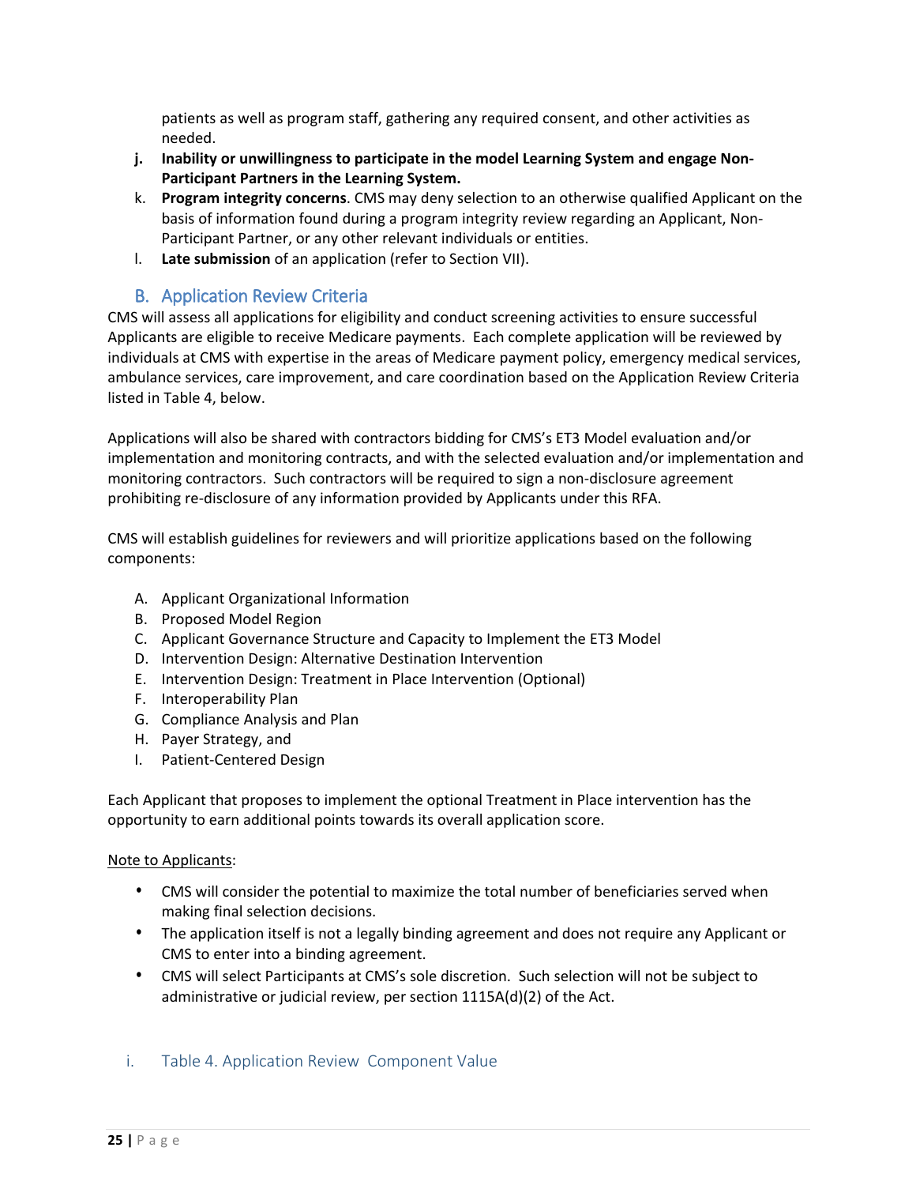patients as well as program staff, gathering any required consent, and other activities as needed.

j. **Inability or unwillingness to participate in the model Learning System and engage Non-Participant Partners in the Learning System.**
k. **Program integrity concerns**. CMS may deny selection to an otherwise qualified Applicant on the basis of information found during a program integrity review regarding an Applicant, Non-Participant Partner, or any other relevant individuals or entities.
l. **Late submission** of an application (refer to Section VII).

## B. Application Review Criteria

CMS will assess all applications for eligibility and conduct screening activities to ensure successful Applicants are eligible to receive Medicare payments. Each complete application will be reviewed by individuals at CMS with expertise in the areas of Medicare payment policy, emergency medical services, ambulance services, care improvement, and care coordination based on the Application Review Criteria listed in Table 4, below.

Applications will also be shared with contractors bidding for CMS's ET3 Model evaluation and/or implementation and monitoring contracts, and with the selected evaluation and/or implementation and monitoring contractors. Such contractors will be required to sign a non-disclosure agreement prohibiting re-disclosure of any information provided by Applicants under this RFA.

CMS will establish guidelines for reviewers and will prioritize applications based on the following components:

A. Applicant Organizational Information
B. Proposed Model Region
C. Applicant Governance Structure and Capacity to Implement the ET3 Model
D. Intervention Design: Alternative Destination Intervention
E. Intervention Design: Treatment in Place Intervention (Optional)
F. Interoperability Plan
G. Compliance Analysis and Plan
H. Payer Strategy, and
I. Patient-Centered Design

Each Applicant that proposes to implement the optional Treatment in Place intervention has the opportunity to earn additional points towards its overall application score.

<u>Note to Applicants</u>:

- CMS will consider the potential to maximize the total number of beneficiaries served when making final selection decisions.
- The application itself is not a legally binding agreement and does not require any Applicant or CMS to enter into a binding agreement.
- CMS will select Participants at CMS's sole discretion. Such selection will not be subject to administrative or judicial review, per section 1115A(d)(2) of the Act.

### i. Table 4. Application Review Component Value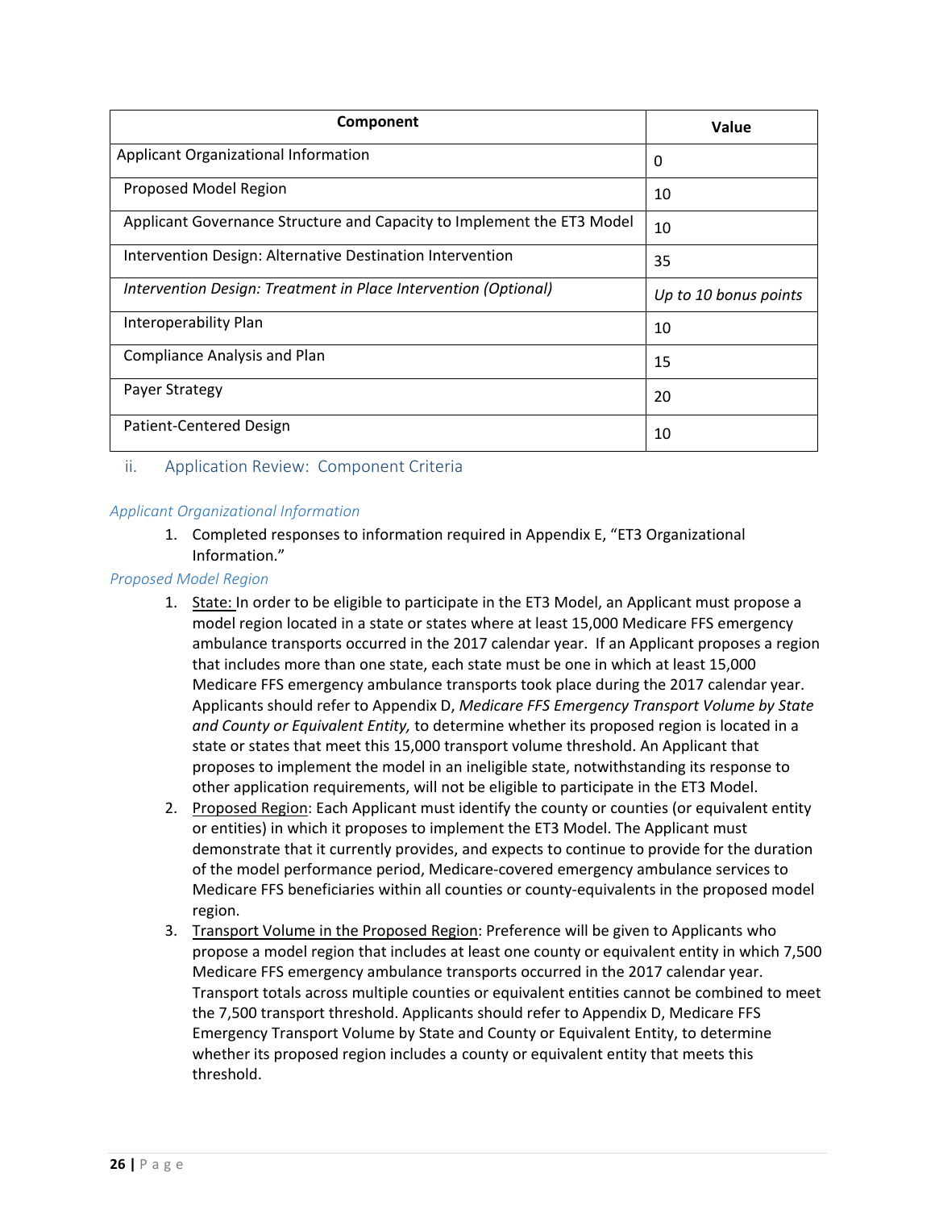| Component | Value |
|---|---|
| Applicant Organizational Information | 0 |
| Proposed Model Region | 10 |
| Applicant Governance Structure and Capacity to Implement the ET3 Model | 10 |
| Intervention Design: Alternative Destination Intervention | 35 |
| *Intervention Design: Treatment in Place Intervention (Optional)* | *Up to 10 bonus points* |
| Interoperability Plan | 10 |
| Compliance Analysis and Plan | 15 |
| Payer Strategy | 20 |
| Patient-Centered Design | 10 |

### ii. Application Review: Component Criteria

*Applicant Organizational Information*

1. Completed responses to information required in Appendix E, "ET3 Organizational Information."

*Proposed Model Region*

1. State: In order to be eligible to participate in the ET3 Model, an Applicant must propose a model region located in a state or states where at least 15,000 Medicare FFS emergency ambulance transports occurred in the 2017 calendar year. If an Applicant proposes a region that includes more than one state, each state must be one in which at least 15,000 Medicare FFS emergency ambulance transports took place during the 2017 calendar year. Applicants should refer to Appendix D, *Medicare FFS Emergency Transport Volume by State and County or Equivalent Entity,* to determine whether its proposed region is located in a state or states that meet this 15,000 transport volume threshold. An Applicant that proposes to implement the model in an ineligible state, notwithstanding its response to other application requirements, will not be eligible to participate in the ET3 Model.
2. Proposed Region: Each Applicant must identify the county or counties (or equivalent entity or entities) in which it proposes to implement the ET3 Model. The Applicant must demonstrate that it currently provides, and expects to continue to provide for the duration of the model performance period, Medicare-covered emergency ambulance services to Medicare FFS beneficiaries within all counties or county-equivalents in the proposed model region.
3. Transport Volume in the Proposed Region: Preference will be given to Applicants who propose a model region that includes at least one county or equivalent entity in which 7,500 Medicare FFS emergency ambulance transports occurred in the 2017 calendar year. Transport totals across multiple counties or equivalent entities cannot be combined to meet the 7,500 transport threshold. Applicants should refer to Appendix D, Medicare FFS Emergency Transport Volume by State and County or Equivalent Entity, to determine whether its proposed region includes a county or equivalent entity that meets this threshold.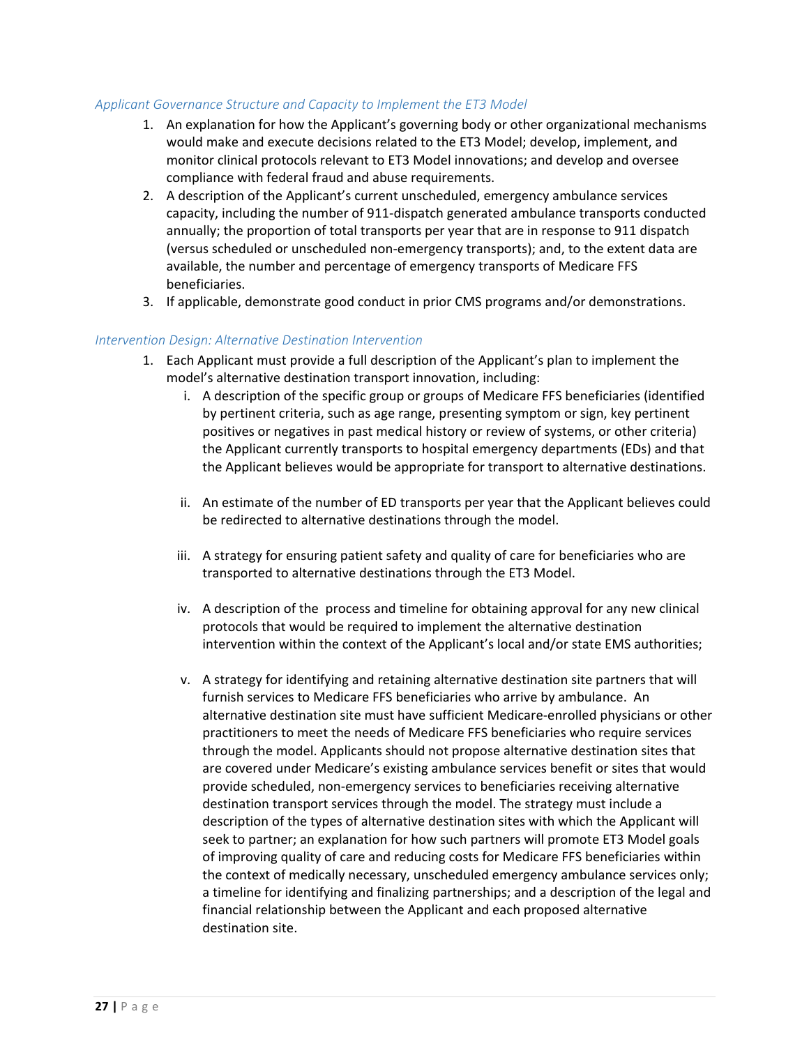*Applicant Governance Structure and Capacity to Implement the ET3 Model*

1. An explanation for how the Applicant's governing body or other organizational mechanisms would make and execute decisions related to the ET3 Model; develop, implement, and monitor clinical protocols relevant to ET3 Model innovations; and develop and oversee compliance with federal fraud and abuse requirements.
2. A description of the Applicant's current unscheduled, emergency ambulance services capacity, including the number of 911-dispatch generated ambulance transports conducted annually; the proportion of total transports per year that are in response to 911 dispatch (versus scheduled or unscheduled non-emergency transports); and, to the extent data are available, the number and percentage of emergency transports of Medicare FFS beneficiaries.
3. If applicable, demonstrate good conduct in prior CMS programs and/or demonstrations.

*Intervention Design: Alternative Destination Intervention*

1. Each Applicant must provide a full description of the Applicant's plan to implement the model's alternative destination transport innovation, including:
   i. A description of the specific group or groups of Medicare FFS beneficiaries (identified by pertinent criteria, such as age range, presenting symptom or sign, key pertinent positives or negatives in past medical history or review of systems, or other criteria) the Applicant currently transports to hospital emergency departments (EDs) and that the Applicant believes would be appropriate for transport to alternative destinations.

   ii. An estimate of the number of ED transports per year that the Applicant believes could be redirected to alternative destinations through the model.

   iii. A strategy for ensuring patient safety and quality of care for beneficiaries who are transported to alternative destinations through the ET3 Model.

   iv. A description of the process and timeline for obtaining approval for any new clinical protocols that would be required to implement the alternative destination intervention within the context of the Applicant's local and/or state EMS authorities;

   v. A strategy for identifying and retaining alternative destination site partners that will furnish services to Medicare FFS beneficiaries who arrive by ambulance. An alternative destination site must have sufficient Medicare-enrolled physicians or other practitioners to meet the needs of Medicare FFS beneficiaries who require services through the model. Applicants should not propose alternative destination sites that are covered under Medicare's existing ambulance services benefit or sites that would provide scheduled, non-emergency services to beneficiaries receiving alternative destination transport services through the model. The strategy must include a description of the types of alternative destination sites with which the Applicant will seek to partner; an explanation for how such partners will promote ET3 Model goals of improving quality of care and reducing costs for Medicare FFS beneficiaries within the context of medically necessary, unscheduled emergency ambulance services only; a timeline for identifying and finalizing partnerships; and a description of the legal and financial relationship between the Applicant and each proposed alternative destination site.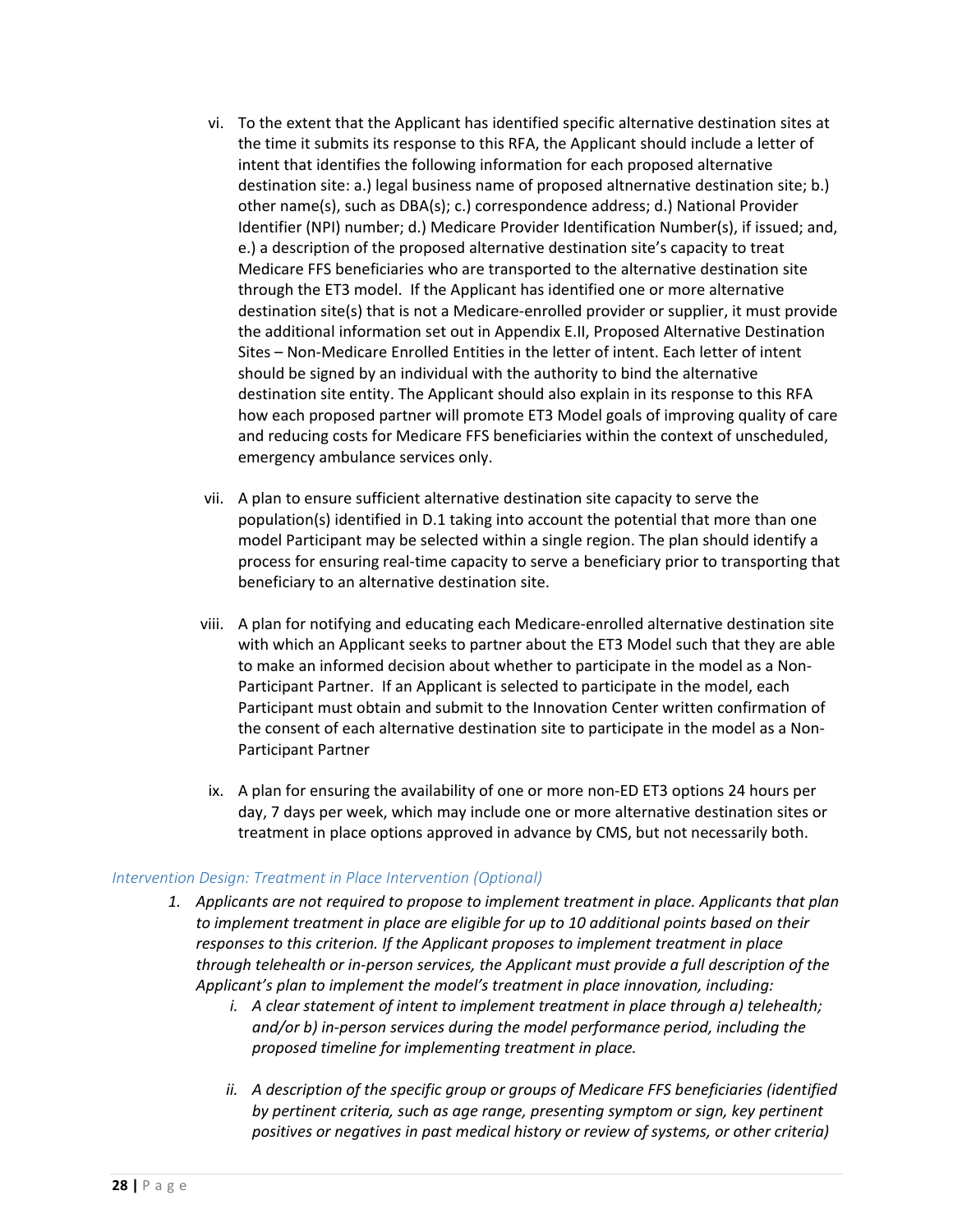vi. To the extent that the Applicant has identified specific alternative destination sites at the time it submits its response to this RFA, the Applicant should include a letter of intent that identifies the following information for each proposed alternative destination site: a.) legal business name of proposed altnernative destination site; b.) other name(s), such as DBA(s); c.) correspondence address; d.) National Provider Identifier (NPI) number; d.) Medicare Provider Identification Number(s), if issued; and, e.) a description of the proposed alternative destination site's capacity to treat Medicare FFS beneficiaries who are transported to the alternative destination site through the ET3 model. If the Applicant has identified one or more alternative destination site(s) that is not a Medicare-enrolled provider or supplier, it must provide the additional information set out in Appendix E.II, Proposed Alternative Destination Sites – Non-Medicare Enrolled Entities in the letter of intent. Each letter of intent should be signed by an individual with the authority to bind the alternative destination site entity. The Applicant should also explain in its response to this RFA how each proposed partner will promote ET3 Model goals of improving quality of care and reducing costs for Medicare FFS beneficiaries within the context of unscheduled, emergency ambulance services only.

vii. A plan to ensure sufficient alternative destination site capacity to serve the population(s) identified in D.1 taking into account the potential that more than one model Participant may be selected within a single region. The plan should identify a process for ensuring real-time capacity to serve a beneficiary prior to transporting that beneficiary to an alternative destination site.

viii. A plan for notifying and educating each Medicare-enrolled alternative destination site with which an Applicant seeks to partner about the ET3 Model such that they are able to make an informed decision about whether to participate in the model as a Non-Participant Partner. If an Applicant is selected to participate in the model, each Participant must obtain and submit to the Innovation Center written confirmation of the consent of each alternative destination site to participate in the model as a Non-Participant Partner

ix. A plan for ensuring the availability of one or more non-ED ET3 options 24 hours per day, 7 days per week, which may include one or more alternative destination sites or treatment in place options approved in advance by CMS, but not necessarily both.

### *Intervention Design: Treatment in Place Intervention (Optional)*

1. *Applicants are not required to propose to implement treatment in place. Applicants that plan to implement treatment in place are eligible for up to 10 additional points based on their responses to this criterion. If the Applicant proposes to implement treatment in place through telehealth or in-person services, the Applicant must provide a full description of the Applicant's plan to implement the model's treatment in place innovation, including:*
    i. *A clear statement of intent to implement treatment in place through a) telehealth; and/or b) in-person services during the model performance period, including the proposed timeline for implementing treatment in place.*

    ii. *A description of the specific group or groups of Medicare FFS beneficiaries (identified by pertinent criteria, such as age range, presenting symptom or sign, key pertinent positives or negatives in past medical history or review of systems, or other criteria)*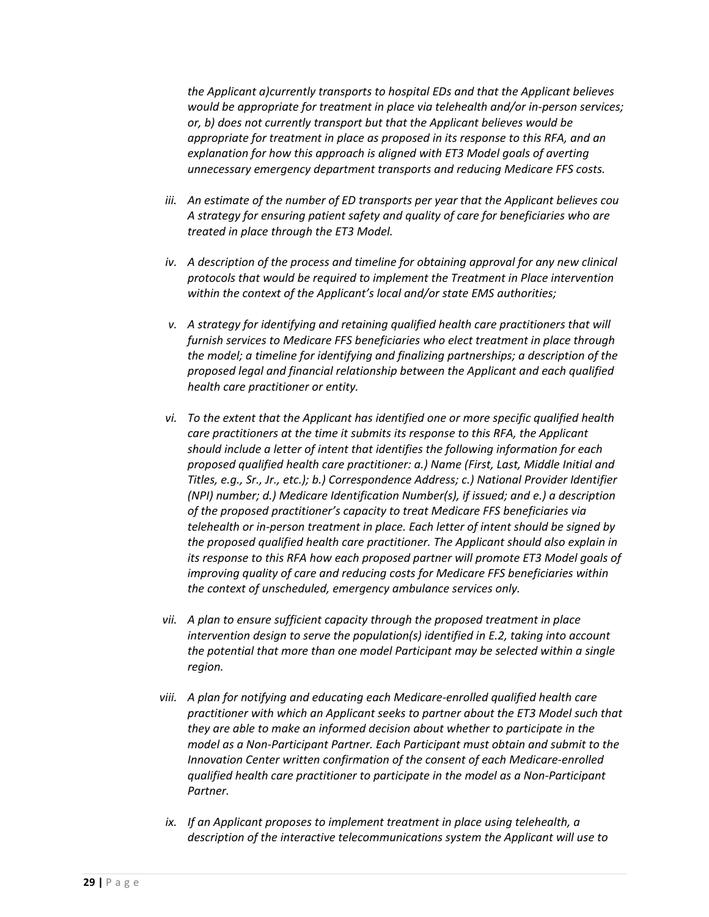*the Applicant a)currently transports to hospital EDs and that the Applicant believes would be appropriate for treatment in place via telehealth and/or in-person services; or, b) does not currently transport but that the Applicant believes would be appropriate for treatment in place as proposed in its response to this RFA, and an explanation for how this approach is aligned with ET3 Model goals of averting unnecessary emergency department transports and reducing Medicare FFS costs.*

iii. *An estimate of the number of ED transports per year that the Applicant believes cou A strategy for ensuring patient safety and quality of care for beneficiaries who are treated in place through the ET3 Model.*

iv. *A description of the process and timeline for obtaining approval for any new clinical protocols that would be required to implement the Treatment in Place intervention within the context of the Applicant's local and/or state EMS authorities;*

v. *A strategy for identifying and retaining qualified health care practitioners that will furnish services to Medicare FFS beneficiaries who elect treatment in place through the model; a timeline for identifying and finalizing partnerships; a description of the proposed legal and financial relationship between the Applicant and each qualified health care practitioner or entity.*

vi. *To the extent that the Applicant has identified one or more specific qualified health care practitioners at the time it submits its response to this RFA, the Applicant should include a letter of intent that identifies the following information for each proposed qualified health care practitioner: a.) Name (First, Last, Middle Initial and Titles, e.g., Sr., Jr., etc.); b.) Correspondence Address; c.) National Provider Identifier (NPI) number; d.) Medicare Identification Number(s), if issued; and e.) a description of the proposed practitioner's capacity to treat Medicare FFS beneficiaries via telehealth or in-person treatment in place. Each letter of intent should be signed by the proposed qualified health care practitioner. The Applicant should also explain in its response to this RFA how each proposed partner will promote ET3 Model goals of improving quality of care and reducing costs for Medicare FFS beneficiaries within the context of unscheduled, emergency ambulance services only.*

vii. *A plan to ensure sufficient capacity through the proposed treatment in place intervention design to serve the population(s) identified in E.2, taking into account the potential that more than one model Participant may be selected within a single region.*

viii. *A plan for notifying and educating each Medicare-enrolled qualified health care practitioner with which an Applicant seeks to partner about the ET3 Model such that they are able to make an informed decision about whether to participate in the model as a Non-Participant Partner. Each Participant must obtain and submit to the Innovation Center written confirmation of the consent of each Medicare-enrolled qualified health care practitioner to participate in the model as a Non-Participant Partner.*

ix. *If an Applicant proposes to implement treatment in place using telehealth, a description of the interactive telecommunications system the Applicant will use to*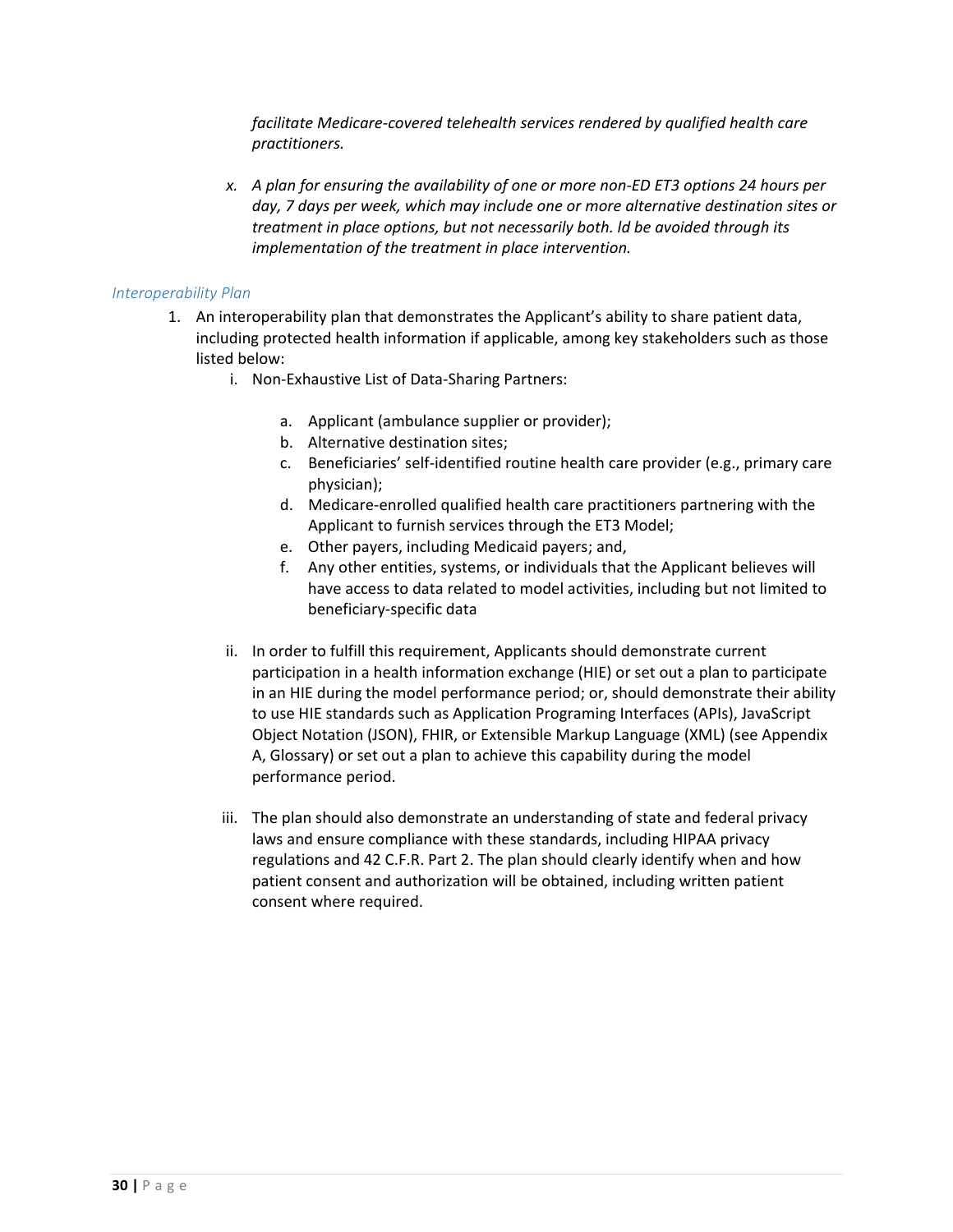*facilitate Medicare-covered telehealth services rendered by qualified health care practitioners.*

x. *A plan for ensuring the availability of one or more non-ED ET3 options 24 hours per day, 7 days per week, which may include one or more alternative destination sites or treatment in place options, but not necessarily both. ld be avoided through its implementation of the treatment in place intervention.*

*Interoperability Plan*

1. An interoperability plan that demonstrates the Applicant's ability to share patient data, including protected health information if applicable, among key stakeholders such as those listed below:
   i. Non-Exhaustive List of Data-Sharing Partners:
      a. Applicant (ambulance supplier or provider);
      b. Alternative destination sites;
      c. Beneficiaries' self-identified routine health care provider (e.g., primary care physician);
      d. Medicare-enrolled qualified health care practitioners partnering with the Applicant to furnish services through the ET3 Model;
      e. Other payers, including Medicaid payers; and,
      f. Any other entities, systems, or individuals that the Applicant believes will have access to data related to model activities, including but not limited to beneficiary-specific data

   ii. In order to fulfill this requirement, Applicants should demonstrate current participation in a health information exchange (HIE) or set out a plan to participate in an HIE during the model performance period; or, should demonstrate their ability to use HIE standards such as Application Programing Interfaces (APIs), JavaScript Object Notation (JSON), FHIR, or Extensible Markup Language (XML) (see Appendix A, Glossary) or set out a plan to achieve this capability during the model performance period.

   iii. The plan should also demonstrate an understanding of state and federal privacy laws and ensure compliance with these standards, including HIPAA privacy regulations and 42 C.F.R. Part 2. The plan should clearly identify when and how patient consent and authorization will be obtained, including written patient consent where required.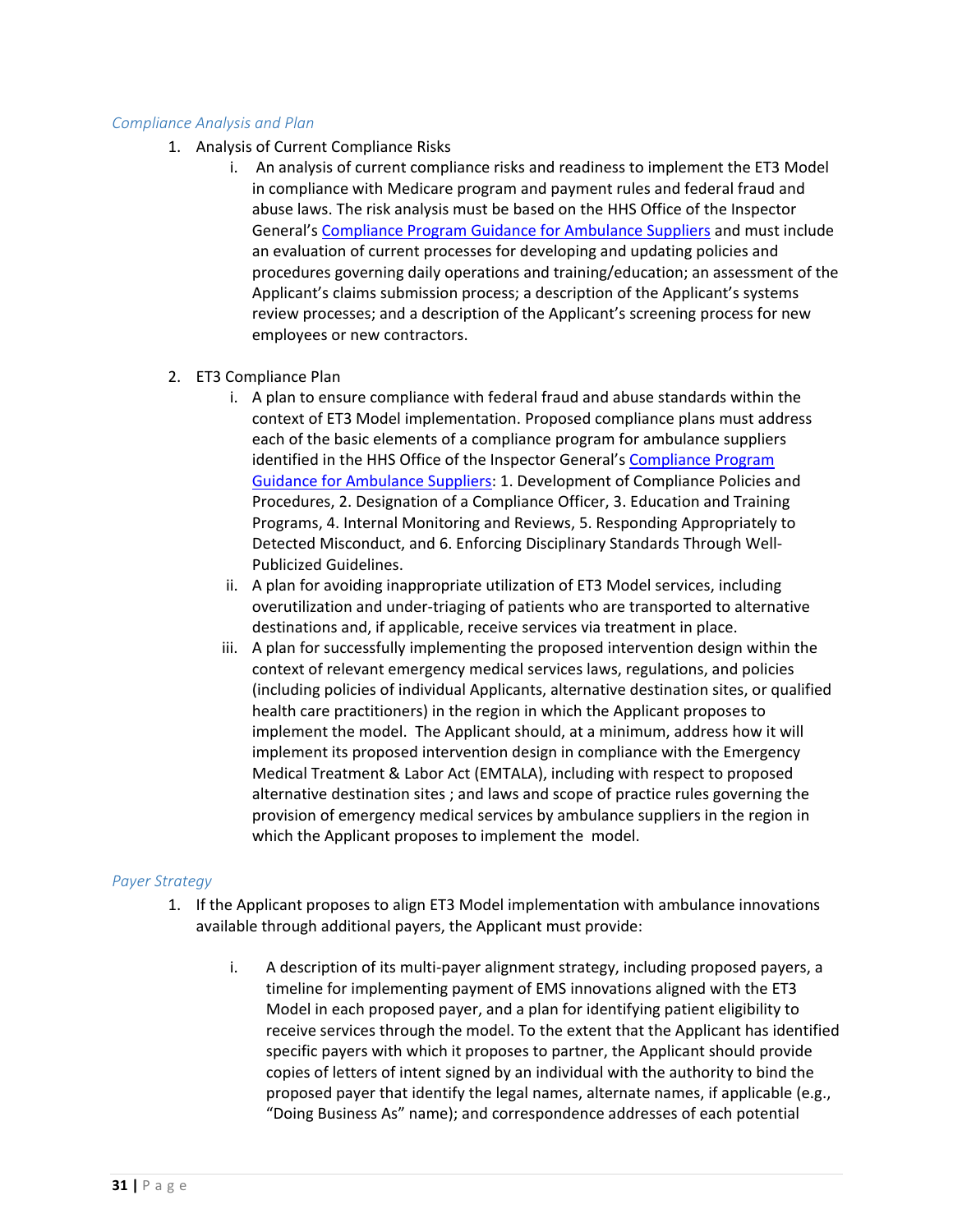*Compliance Analysis and Plan*

1. Analysis of Current Compliance Risks
   1. An analysis of current compliance risks and readiness to implement the ET3 Model in compliance with Medicare program and payment rules and federal fraud and abuse laws. The risk analysis must be based on the HHS Office of the Inspector General's [Compliance Program Guidance for Ambulance Suppliers]() and must include an evaluation of current processes for developing and updating policies and procedures governing daily operations and training/education; an assessment of the Applicant's claims submission process; a description of the Applicant's systems review processes; and a description of the Applicant's screening process for new employees or new contractors.

2. ET3 Compliance Plan
   1. A plan to ensure compliance with federal fraud and abuse standards within the context of ET3 Model implementation. Proposed compliance plans must address each of the basic elements of a compliance program for ambulance suppliers identified in the HHS Office of the Inspector General's [Compliance Program Guidance for Ambulance Suppliers](): 1. Development of Compliance Policies and Procedures, 2. Designation of a Compliance Officer, 3. Education and Training Programs, 4. Internal Monitoring and Reviews, 5. Responding Appropriately to Detected Misconduct, and 6. Enforcing Disciplinary Standards Through Well-Publicized Guidelines.
   2. A plan for avoiding inappropriate utilization of ET3 Model services, including overutilization and under-triaging of patients who are transported to alternative destinations and, if applicable, receive services via treatment in place.
   3. A plan for successfully implementing the proposed intervention design within the context of relevant emergency medical services laws, regulations, and policies (including policies of individual Applicants, alternative destination sites, or qualified health care practitioners) in the region in which the Applicant proposes to implement the model. The Applicant should, at a minimum, address how it will implement its proposed intervention design in compliance with the Emergency Medical Treatment & Labor Act (EMTALA), including with respect to proposed alternative destination sites ; and laws and scope of practice rules governing the provision of emergency medical services by ambulance suppliers in the region in which the Applicant proposes to implement the model.

*Payer Strategy*

1. If the Applicant proposes to align ET3 Model implementation with ambulance innovations available through additional payers, the Applicant must provide:

   1. A description of its multi-payer alignment strategy, including proposed payers, a timeline for implementing payment of EMS innovations aligned with the ET3 Model in each proposed payer, and a plan for identifying patient eligibility to receive services through the model. To the extent that the Applicant has identified specific payers with which it proposes to partner, the Applicant should provide copies of letters of intent signed by an individual with the authority to bind the proposed payer that identify the legal names, alternate names, if applicable (e.g., "Doing Business As" name); and correspondence addresses of each potential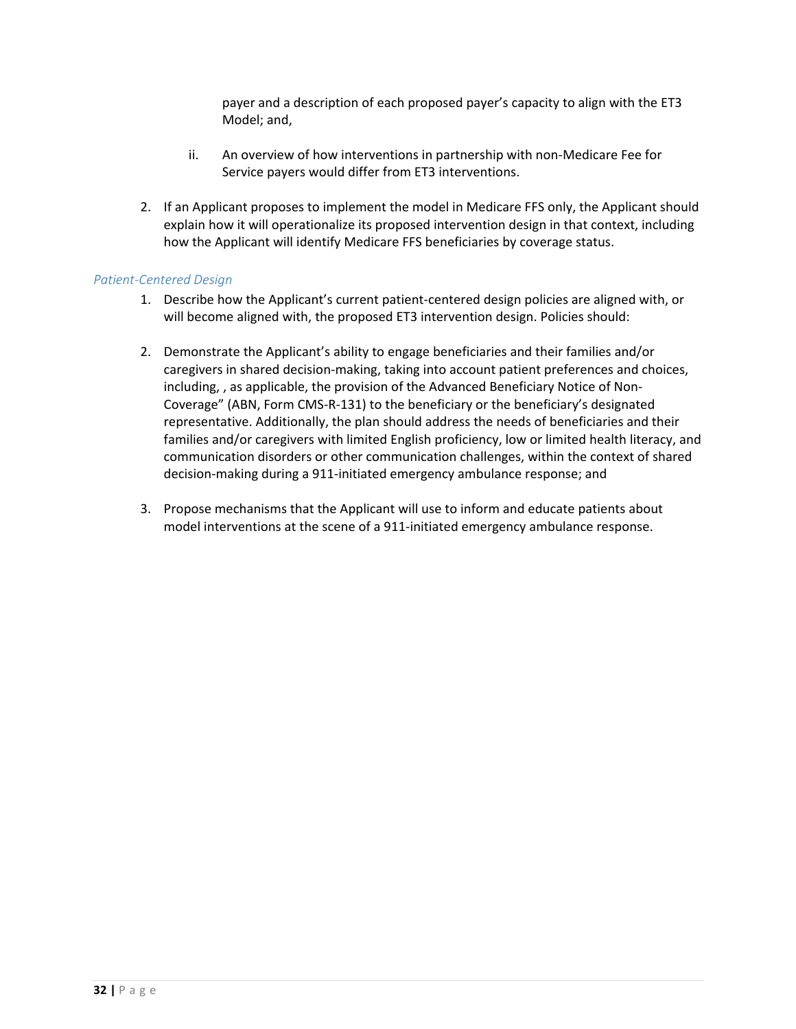payer and a description of each proposed payer's capacity to align with the ET3 Model; and,

ii. An overview of how interventions in partnership with non-Medicare Fee for Service payers would differ from ET3 interventions.

2. If an Applicant proposes to implement the model in Medicare FFS only, the Applicant should explain how it will operationalize its proposed intervention design in that context, including how the Applicant will identify Medicare FFS beneficiaries by coverage status.

*Patient-Centered Design*

1. Describe how the Applicant's current patient-centered design policies are aligned with, or will become aligned with, the proposed ET3 intervention design. Policies should:

2. Demonstrate the Applicant's ability to engage beneficiaries and their families and/or caregivers in shared decision-making, taking into account patient preferences and choices, including, , as applicable, the provision of the Advanced Beneficiary Notice of Non-Coverage" (ABN, Form CMS-R-131) to the beneficiary or the beneficiary's designated representative. Additionally, the plan should address the needs of beneficiaries and their families and/or caregivers with limited English proficiency, low or limited health literacy, and communication disorders or other communication challenges, within the context of shared decision-making during a 911-initiated emergency ambulance response; and

3. Propose mechanisms that the Applicant will use to inform and educate patients about model interventions at the scene of a 911-initiated emergency ambulance response.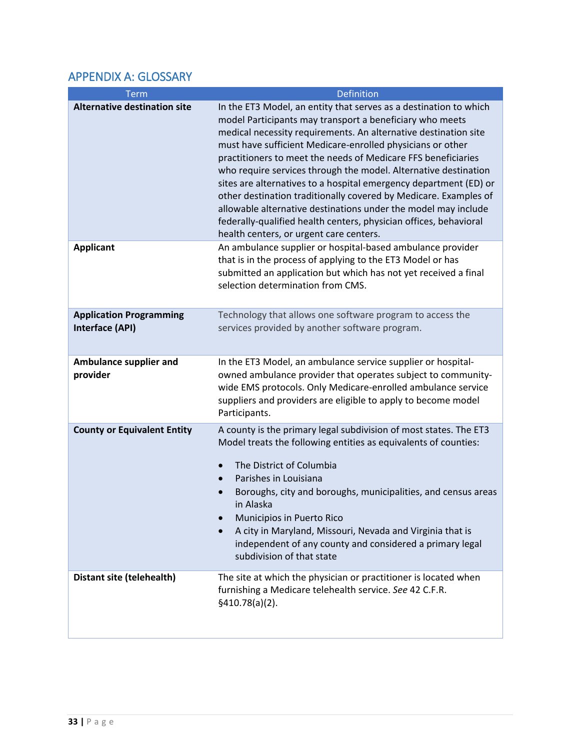## APPENDIX A: GLOSSARY

| Term | Definition |
|---|---|
| **Alternative destination site** | In the ET3 Model, an entity that serves as a destination to which model Participants may transport a beneficiary who meets medical necessity requirements. An alternative destination site must have sufficient Medicare-enrolled physicians or other practitioners to meet the needs of Medicare FFS beneficiaries who require services through the model. Alternative destination sites are alternatives to a hospital emergency department (ED) or other destination traditionally covered by Medicare. Examples of allowable alternative destinations under the model may include federally-qualified health centers, physician offices, behavioral health centers, or urgent care centers. |
| **Applicant** | An ambulance supplier or hospital-based ambulance provider that is in the process of applying to the ET3 Model or has submitted an application but which has not yet received a final selection determination from CMS. |
| **Application Programming Interface (API)** | Technology that allows one software program to access the services provided by another software program. |
| **Ambulance supplier and provider** | In the ET3 Model, an ambulance service supplier or hospital-owned ambulance provider that operates subject to community-wide EMS protocols. Only Medicare-enrolled ambulance service suppliers and providers are eligible to apply to become model Participants. |
| **County or Equivalent Entity** | A county is the primary legal subdivision of most states. The ET3 Model treats the following entities as equivalents of counties:<br>• The District of Columbia<br>• Parishes in Louisiana<br>• Boroughs, city and boroughs, municipalities, and census areas in Alaska<br>• Municipios in Puerto Rico<br>• A city in Maryland, Missouri, Nevada and Virginia that is independent of any county and considered a primary legal subdivision of that state |
| **Distant site (telehealth)** | The site at which the physician or practitioner is located when furnishing a Medicare telehealth service. *See* 42 C.F.R. §410.78(a)(2). |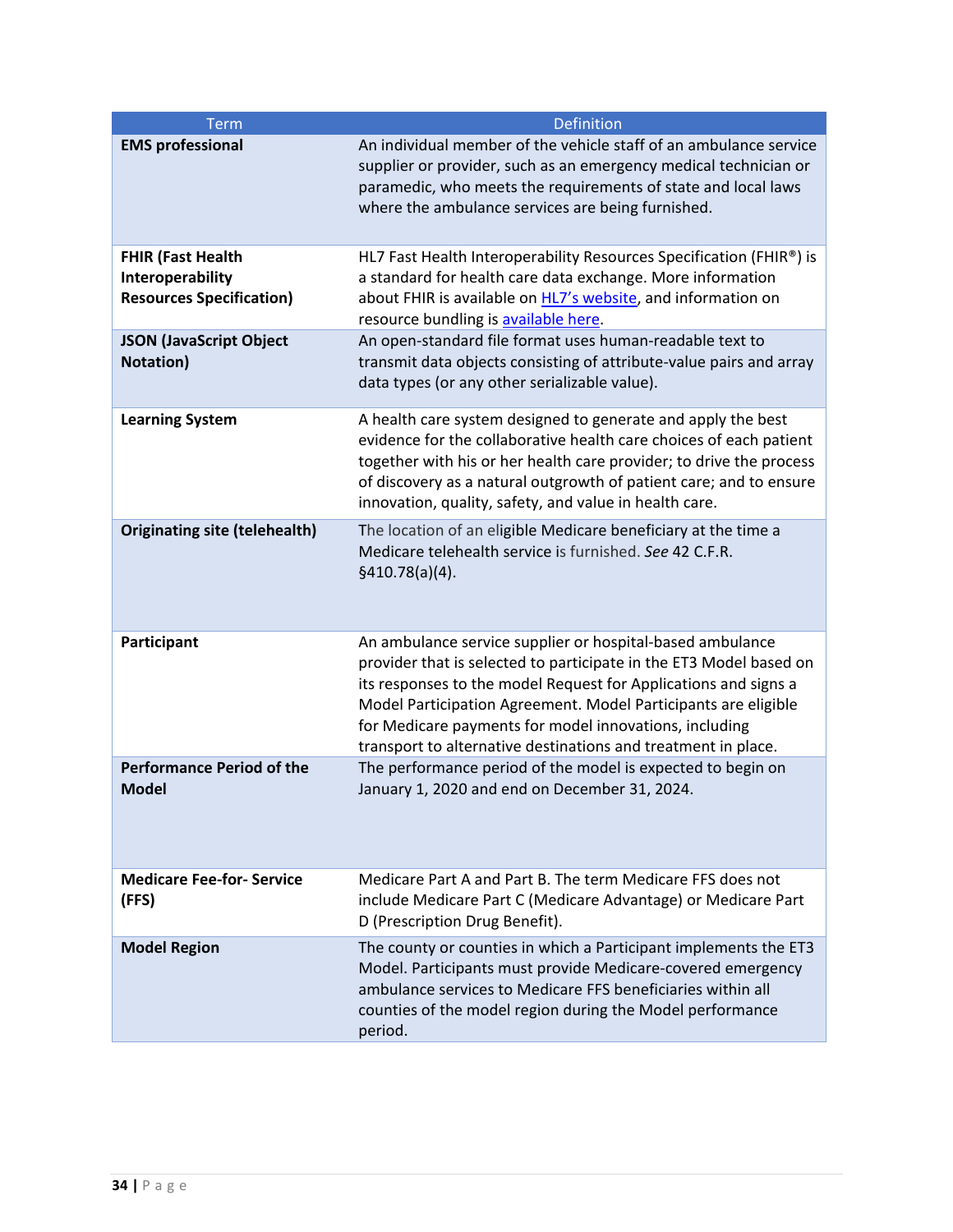| Term | Definition |
|---|---|
| **EMS professional** | An individual member of the vehicle staff of an ambulance service supplier or provider, such as an emergency medical technician or paramedic, who meets the requirements of state and local laws where the ambulance services are being furnished. |
| **FHIR (Fast Health Interoperability Resources Specification)** | HL7 Fast Health Interoperability Resources Specification (FHIR®) is a standard for health care data exchange. More information about FHIR is available on HL7's website, and information on resource bundling is available here. |
| **JSON (JavaScript Object Notation)** | An open-standard file format uses human-readable text to transmit data objects consisting of attribute-value pairs and array data types (or any other serializable value). |
| **Learning System** | A health care system designed to generate and apply the best evidence for the collaborative health care choices of each patient together with his or her health care provider; to drive the process of discovery as a natural outgrowth of patient care; and to ensure innovation, quality, safety, and value in health care. |
| **Originating site (telehealth)** | The location of an eligible Medicare beneficiary at the time a Medicare telehealth service is furnished. *See* 42 C.F.R. §410.78(a)(4). |
| **Participant** | An ambulance service supplier or hospital-based ambulance provider that is selected to participate in the ET3 Model based on its responses to the model Request for Applications and signs a Model Participation Agreement. Model Participants are eligible for Medicare payments for model innovations, including transport to alternative destinations and treatment in place. |
| **Performance Period of the Model** | The performance period of the model is expected to begin on January 1, 2020 and end on December 31, 2024. |
| **Medicare Fee-for- Service (FFS)** | Medicare Part A and Part B. The term Medicare FFS does not include Medicare Part C (Medicare Advantage) or Medicare Part D (Prescription Drug Benefit). |
| **Model Region** | The county or counties in which a Participant implements the ET3 Model. Participants must provide Medicare-covered emergency ambulance services to Medicare FFS beneficiaries within all counties of the model region during the Model performance period. |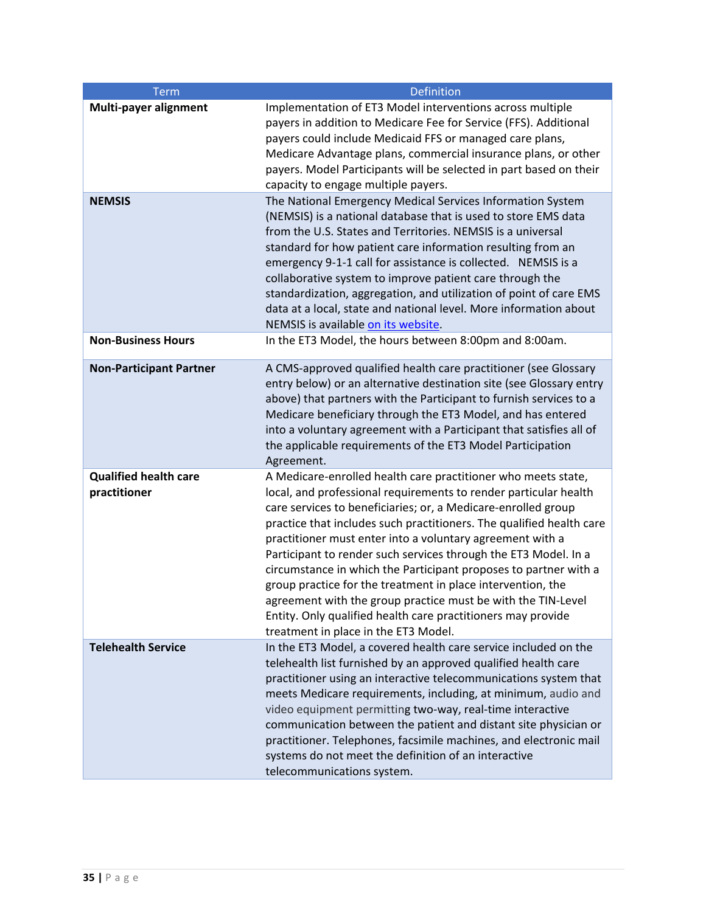| Term | Definition |
|---|---|
| **Multi-payer alignment** | Implementation of ET3 Model interventions across multiple payers in addition to Medicare Fee for Service (FFS). Additional payers could include Medicaid FFS or managed care plans, Medicare Advantage plans, commercial insurance plans, or other payers. Model Participants will be selected in part based on their capacity to engage multiple payers. |
| **NEMSIS** | The National Emergency Medical Services Information System (NEMSIS) is a national database that is used to store EMS data from the U.S. States and Territories. NEMSIS is a universal standard for how patient care information resulting from an emergency 9-1-1 call for assistance is collected. NEMSIS is a collaborative system to improve patient care through the standardization, aggregation, and utilization of point of care EMS data at a local, state and national level. More information about NEMSIS is available on its website. |
| **Non-Business Hours** | In the ET3 Model, the hours between 8:00pm and 8:00am. |
| **Non-Participant Partner** | A CMS-approved qualified health care practitioner (see Glossary entry below) or an alternative destination site (see Glossary entry above) that partners with the Participant to furnish services to a Medicare beneficiary through the ET3 Model, and has entered into a voluntary agreement with a Participant that satisfies all of the applicable requirements of the ET3 Model Participation Agreement. |
| **Qualified health care practitioner** | A Medicare-enrolled health care practitioner who meets state, local, and professional requirements to render particular health care services to beneficiaries; or, a Medicare-enrolled group practice that includes such practitioners. The qualified health care practitioner must enter into a voluntary agreement with a Participant to render such services through the ET3 Model. In a circumstance in which the Participant proposes to partner with a group practice for the treatment in place intervention, the agreement with the group practice must be with the TIN-Level Entity. Only qualified health care practitioners may provide treatment in place in the ET3 Model. |
| **Telehealth Service** | In the ET3 Model, a covered health care service included on the telehealth list furnished by an approved qualified health care practitioner using an interactive telecommunications system that meets Medicare requirements, including, at minimum, audio and video equipment permitting two-way, real-time interactive communication between the patient and distant site physician or practitioner. Telephones, facsimile machines, and electronic mail systems do not meet the definition of an interactive telecommunications system. |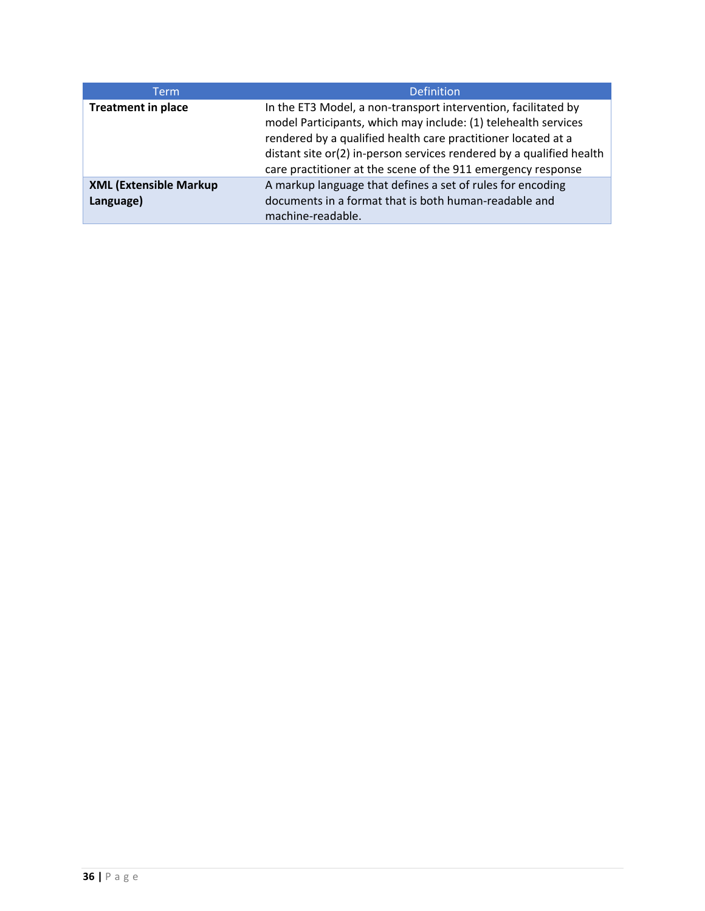| Term | Definition |
| --- | --- |
| **Treatment in place** | In the ET3 Model, a non-transport intervention, facilitated by model Participants, which may include: (1) telehealth services rendered by a qualified health care practitioner located at a distant site or(2) in-person services rendered by a qualified health care practitioner at the scene of the 911 emergency response |
| **XML (Extensible Markup Language)** | A markup language that defines a set of rules for encoding documents in a format that is both human-readable and machine-readable. |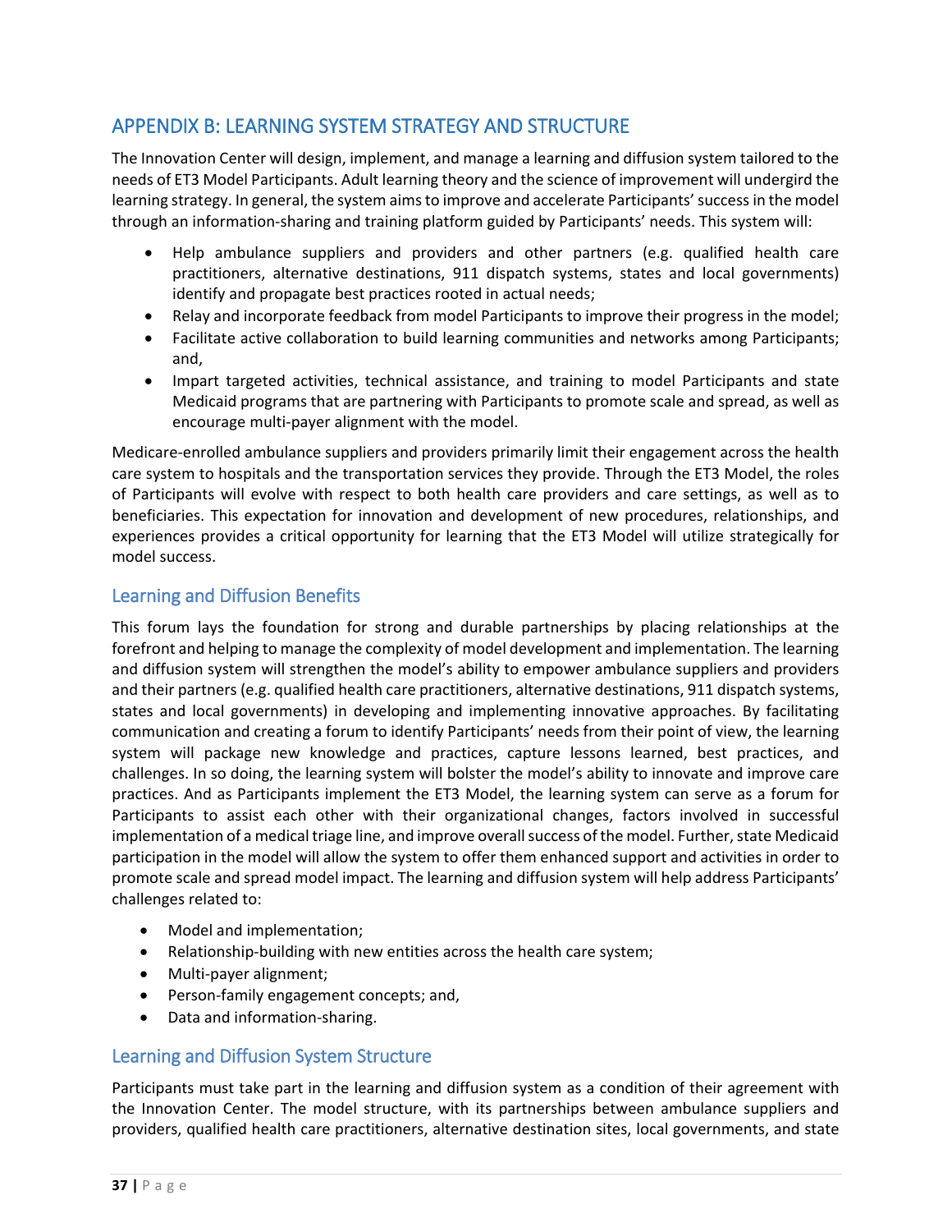## APPENDIX B: LEARNING SYSTEM STRATEGY AND STRUCTURE

The Innovation Center will design, implement, and manage a learning and diffusion system tailored to the needs of ET3 Model Participants. Adult learning theory and the science of improvement will undergird the learning strategy. In general, the system aims to improve and accelerate Participants' success in the model through an information-sharing and training platform guided by Participants' needs. This system will:

- Help ambulance suppliers and providers and other partners (e.g. qualified health care practitioners, alternative destinations, 911 dispatch systems, states and local governments) identify and propagate best practices rooted in actual needs;
- Relay and incorporate feedback from model Participants to improve their progress in the model;
- Facilitate active collaboration to build learning communities and networks among Participants; and,
- Impart targeted activities, technical assistance, and training to model Participants and state Medicaid programs that are partnering with Participants to promote scale and spread, as well as encourage multi-payer alignment with the model.

Medicare-enrolled ambulance suppliers and providers primarily limit their engagement across the health care system to hospitals and the transportation services they provide. Through the ET3 Model, the roles of Participants will evolve with respect to both health care providers and care settings, as well as to beneficiaries. This expectation for innovation and development of new procedures, relationships, and experiences provides a critical opportunity for learning that the ET3 Model will utilize strategically for model success.

### Learning and Diffusion Benefits

This forum lays the foundation for strong and durable partnerships by placing relationships at the forefront and helping to manage the complexity of model development and implementation. The learning and diffusion system will strengthen the model's ability to empower ambulance suppliers and providers and their partners (e.g. qualified health care practitioners, alternative destinations, 911 dispatch systems, states and local governments) in developing and implementing innovative approaches. By facilitating communication and creating a forum to identify Participants' needs from their point of view, the learning system will package new knowledge and practices, capture lessons learned, best practices, and challenges. In so doing, the learning system will bolster the model's ability to innovate and improve care practices. And as Participants implement the ET3 Model, the learning system can serve as a forum for Participants to assist each other with their organizational changes, factors involved in successful implementation of a medical triage line, and improve overall success of the model. Further, state Medicaid participation in the model will allow the system to offer them enhanced support and activities in order to promote scale and spread model impact. The learning and diffusion system will help address Participants' challenges related to:

- Model and implementation;
- Relationship-building with new entities across the health care system;
- Multi-payer alignment;
- Person-family engagement concepts; and,
- Data and information-sharing.

### Learning and Diffusion System Structure

Participants must take part in the learning and diffusion system as a condition of their agreement with the Innovation Center. The model structure, with its partnerships between ambulance suppliers and providers, qualified health care practitioners, alternative destination sites, local governments, and state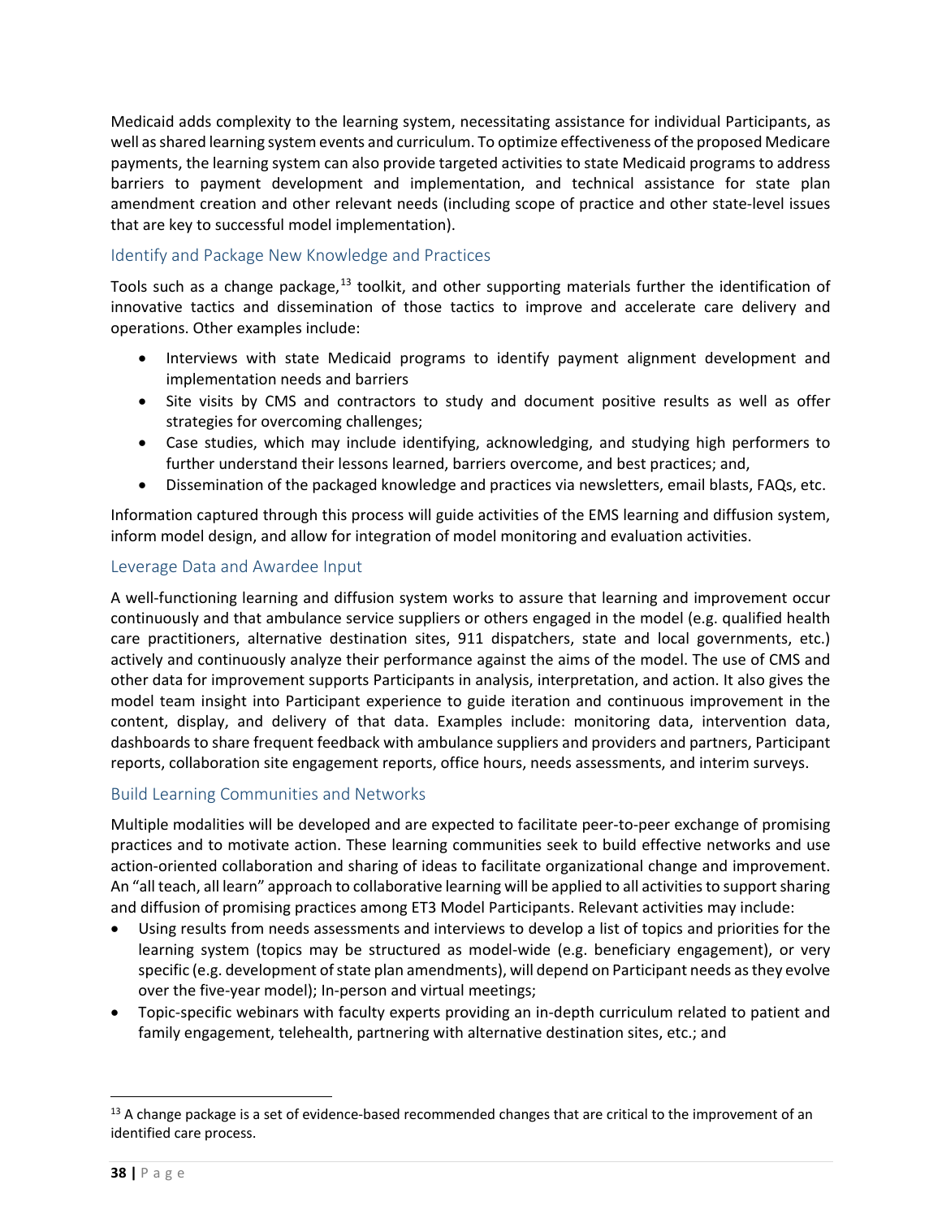Medicaid adds complexity to the learning system, necessitating assistance for individual Participants, as well as shared learning system events and curriculum. To optimize effectiveness of the proposed Medicare payments, the learning system can also provide targeted activities to state Medicaid programs to address barriers to payment development and implementation, and technical assistance for state plan amendment creation and other relevant needs (including scope of practice and other state-level issues that are key to successful model implementation).

### Identify and Package New Knowledge and Practices

Tools such as a change package,[13] toolkit, and other supporting materials further the identification of innovative tactics and dissemination of those tactics to improve and accelerate care delivery and operations. Other examples include:

- Interviews with state Medicaid programs to identify payment alignment development and implementation needs and barriers
- Site visits by CMS and contractors to study and document positive results as well as offer strategies for overcoming challenges;
- Case studies, which may include identifying, acknowledging, and studying high performers to further understand their lessons learned, barriers overcome, and best practices; and,
- Dissemination of the packaged knowledge and practices via newsletters, email blasts, FAQs, etc.

Information captured through this process will guide activities of the EMS learning and diffusion system, inform model design, and allow for integration of model monitoring and evaluation activities.

### Leverage Data and Awardee Input

A well-functioning learning and diffusion system works to assure that learning and improvement occur continuously and that ambulance service suppliers or others engaged in the model (e.g. qualified health care practitioners, alternative destination sites, 911 dispatchers, state and local governments, etc.) actively and continuously analyze their performance against the aims of the model. The use of CMS and other data for improvement supports Participants in analysis, interpretation, and action. It also gives the model team insight into Participant experience to guide iteration and continuous improvement in the content, display, and delivery of that data. Examples include: monitoring data, intervention data, dashboards to share frequent feedback with ambulance suppliers and providers and partners, Participant reports, collaboration site engagement reports, office hours, needs assessments, and interim surveys.

### Build Learning Communities and Networks

Multiple modalities will be developed and are expected to facilitate peer-to-peer exchange of promising practices and to motivate action. These learning communities seek to build effective networks and use action-oriented collaboration and sharing of ideas to facilitate organizational change and improvement. An "all teach, all learn" approach to collaborative learning will be applied to all activities to support sharing and diffusion of promising practices among ET3 Model Participants. Relevant activities may include:

- Using results from needs assessments and interviews to develop a list of topics and priorities for the learning system (topics may be structured as model-wide (e.g. beneficiary engagement), or very specific (e.g. development of state plan amendments), will depend on Participant needs as they evolve over the five-year model); In-person and virtual meetings;
- Topic-specific webinars with faculty experts providing an in-depth curriculum related to patient and family engagement, telehealth, partnering with alternative destination sites, etc.; and

[13] A change package is a set of evidence-based recommended changes that are critical to the improvement of an identified care process.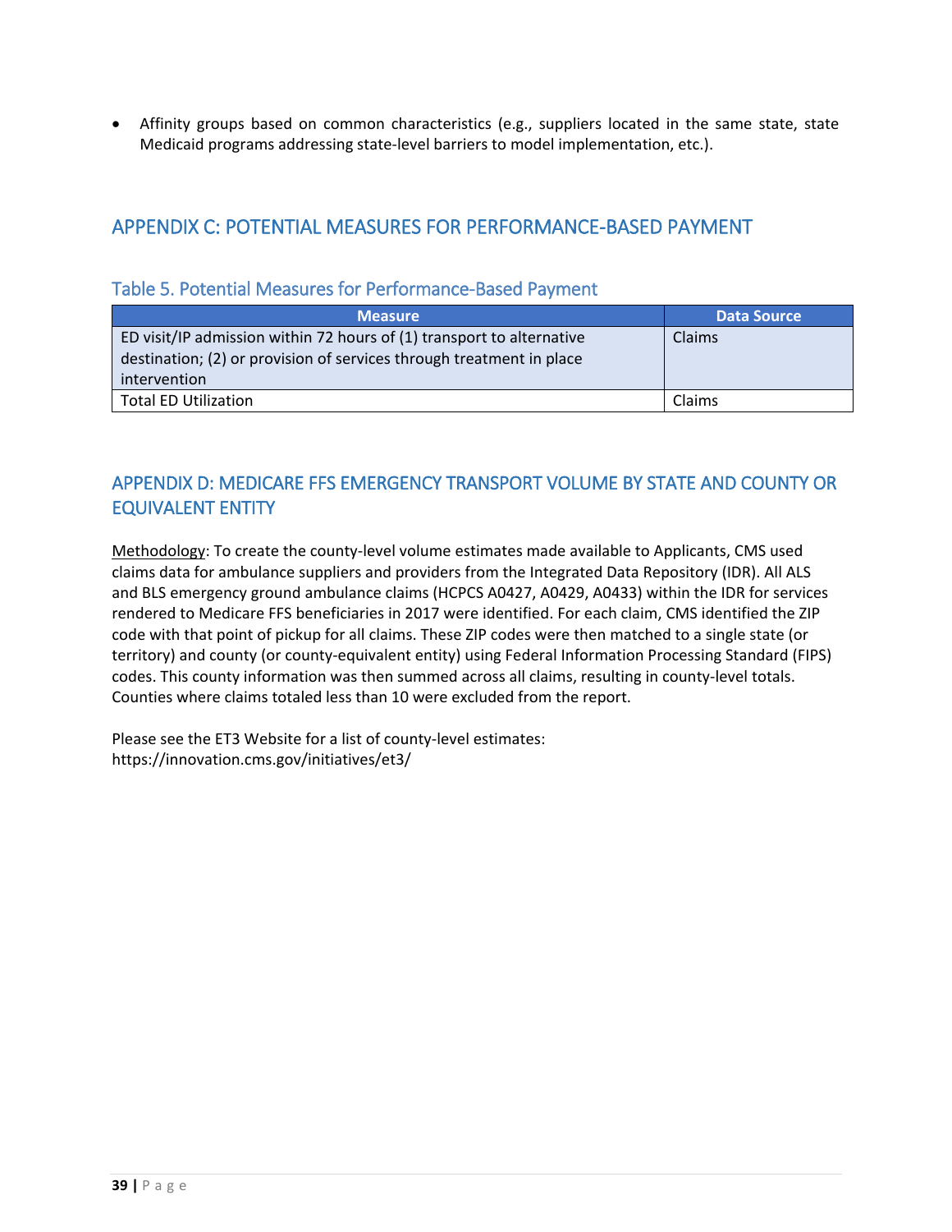- Affinity groups based on common characteristics (e.g., suppliers located in the same state, state Medicaid programs addressing state-level barriers to model implementation, etc.).

## APPENDIX C: POTENTIAL MEASURES FOR PERFORMANCE-BASED PAYMENT

### Table 5. Potential Measures for Performance-Based Payment

| Measure | Data Source |
| --- | --- |
| ED visit/IP admission within 72 hours of (1) transport to alternative destination; (2) or provision of services through treatment in place intervention | Claims |
| Total ED Utilization | Claims |

## APPENDIX D: MEDICARE FFS EMERGENCY TRANSPORT VOLUME BY STATE AND COUNTY OR EQUIVALENT ENTITY

Methodology: To create the county-level volume estimates made available to Applicants, CMS used claims data for ambulance suppliers and providers from the Integrated Data Repository (IDR). All ALS and BLS emergency ground ambulance claims (HCPCS A0427, A0429, A0433) within the IDR for services rendered to Medicare FFS beneficiaries in 2017 were identified. For each claim, CMS identified the ZIP code with that point of pickup for all claims. These ZIP codes were then matched to a single state (or territory) and county (or county-equivalent entity) using Federal Information Processing Standard (FIPS) codes. This county information was then summed across all claims, resulting in county-level totals. Counties where claims totaled less than 10 were excluded from the report.

Please see the ET3 Website for a list of county-level estimates:
https://innovation.cms.gov/initiatives/et3/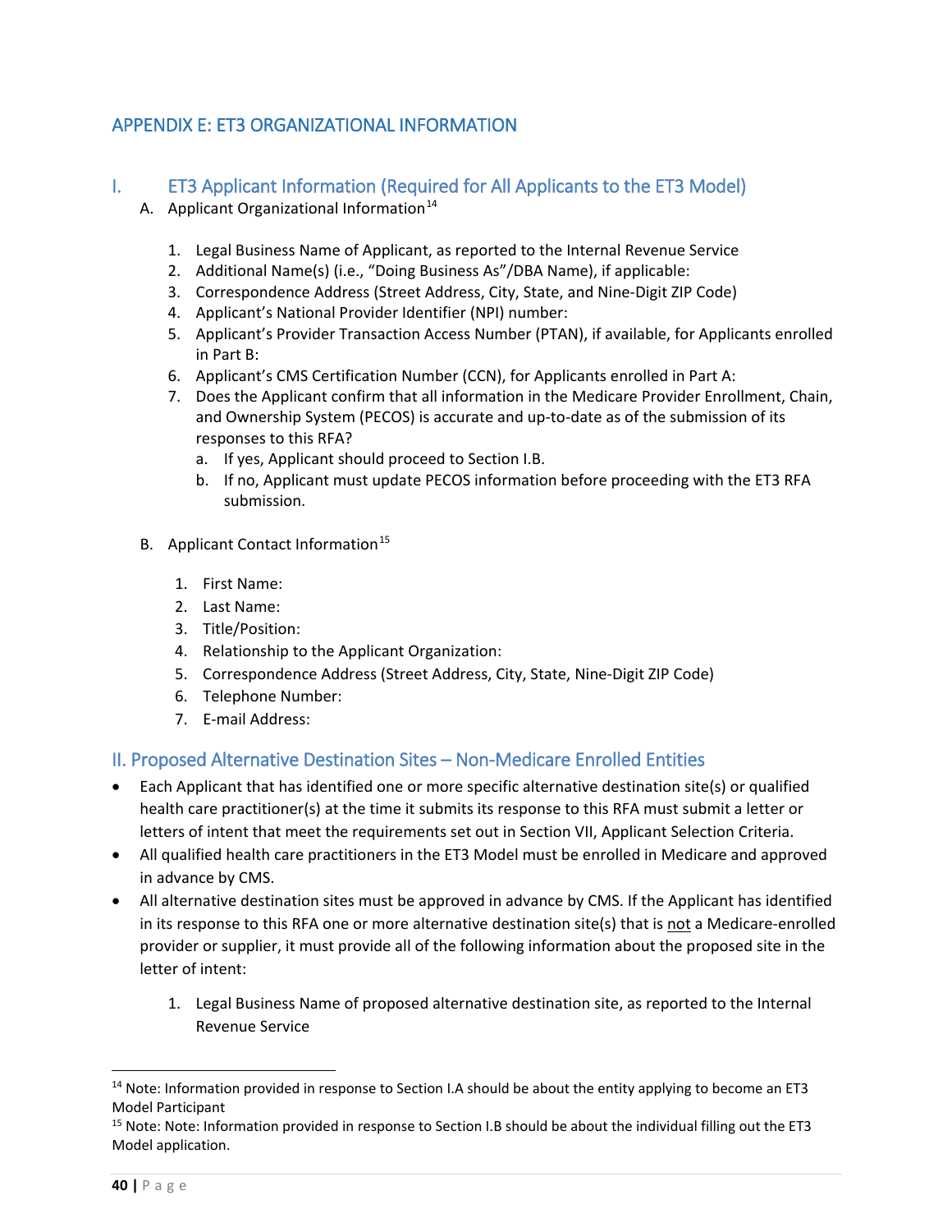# APPENDIX E: ET3 ORGANIZATIONAL INFORMATION

## I. ET3 Applicant Information (Required for All Applicants to the ET3 Model)

A. Applicant Organizational Information[14]

1. Legal Business Name of Applicant, as reported to the Internal Revenue Service
2. Additional Name(s) (i.e., "Doing Business As"/DBA Name), if applicable:
3. Correspondence Address (Street Address, City, State, and Nine-Digit ZIP Code)
4. Applicant's National Provider Identifier (NPI) number:
5. Applicant's Provider Transaction Access Number (PTAN), if available, for Applicants enrolled in Part B:
6. Applicant's CMS Certification Number (CCN), for Applicants enrolled in Part A:
7. Does the Applicant confirm that all information in the Medicare Provider Enrollment, Chain, and Ownership System (PECOS) is accurate and up-to-date as of the submission of its responses to this RFA?
   a. If yes, Applicant should proceed to Section I.B.
   b. If no, Applicant must update PECOS information before proceeding with the ET3 RFA submission.

B. Applicant Contact Information[15]

1. First Name:
2. Last Name:
3. Title/Position:
4. Relationship to the Applicant Organization:
5. Correspondence Address (Street Address, City, State, Nine-Digit ZIP Code)
6. Telephone Number:
7. E-mail Address:

## II. Proposed Alternative Destination Sites – Non-Medicare Enrolled Entities

- Each Applicant that has identified one or more specific alternative destination site(s) or qualified health care practitioner(s) at the time it submits its response to this RFA must submit a letter or letters of intent that meet the requirements set out in Section VII, Applicant Selection Criteria.
- All qualified health care practitioners in the ET3 Model must be enrolled in Medicare and approved in advance by CMS.
- All alternative destination sites must be approved in advance by CMS. If the Applicant has identified in its response to this RFA one or more alternative destination site(s) that is not a Medicare-enrolled provider or supplier, it must provide all of the following information about the proposed site in the letter of intent:

   1. Legal Business Name of proposed alternative destination site, as reported to the Internal Revenue Service

---

[14] Note: Information provided in response to Section I.A should be about the entity applying to become an ET3 Model Participant

[15] Note: Note: Information provided in response to Section I.B should be about the individual filling out the ET3 Model application.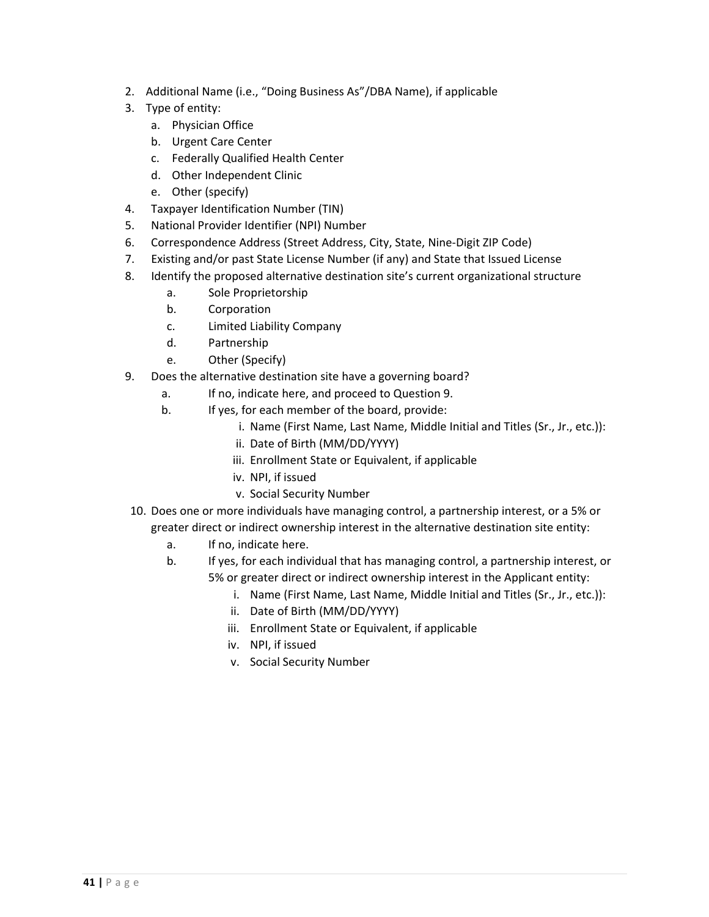2. Additional Name (i.e., "Doing Business As"/DBA Name), if applicable
3. Type of entity:
   a. Physician Office
   b. Urgent Care Center
   c. Federally Qualified Health Center
   d. Other Independent Clinic
   e. Other (specify)
4. Taxpayer Identification Number (TIN)
5. National Provider Identifier (NPI) Number
6. Correspondence Address (Street Address, City, State, Nine-Digit ZIP Code)
7. Existing and/or past State License Number (if any) and State that Issued License
8. Identify the proposed alternative destination site's current organizational structure
   a. Sole Proprietorship
   b. Corporation
   c. Limited Liability Company
   d. Partnership
   e. Other (Specify)
9. Does the alternative destination site have a governing board?
   a. If no, indicate here, and proceed to Question 9.
   b. If yes, for each member of the board, provide:
      i. Name (First Name, Last Name, Middle Initial and Titles (Sr., Jr., etc.)):
      ii. Date of Birth (MM/DD/YYYY)
      iii. Enrollment State or Equivalent, if applicable
      iv. NPI, if issued
      v. Social Security Number
10. Does one or more individuals have managing control, a partnership interest, or a 5% or greater direct or indirect ownership interest in the alternative destination site entity:
    a. If no, indicate here.
    b. If yes, for each individual that has managing control, a partnership interest, or 5% or greater direct or indirect ownership interest in the Applicant entity:
       i. Name (First Name, Last Name, Middle Initial and Titles (Sr., Jr., etc.)):
       ii. Date of Birth (MM/DD/YYYY)
       iii. Enrollment State or Equivalent, if applicable
       iv. NPI, if issued
       v. Social Security Number